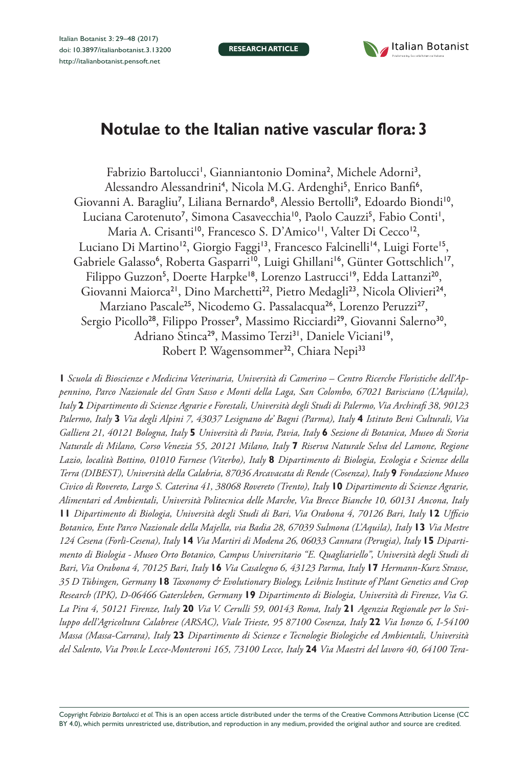**RESEARCH ARTICLE**

# Notulae to the Italian native vascular flora: 3

Fabrizio Bartolucci[1], Gianniantonio Domina[2], Michele Adorni[3], Alessandro Alessandrini[4], Nicola M.G. Ardenghi[5], Enrico Banfi[6], Giovanni A. Baragliu[7], Liliana Bernardo[8], Alessio Bertolli[9], Edoardo Biondi[10], Luciana Carotenuto[7], Simona Casavecchia[10], Paolo Cauzzi[5], Fabio Conti[1], Maria A. Crisanti[10], Francesco S. D'Amico[11], Valter Di Cecco[12], Luciano Di Martino[12], Giorgio Faggi[13], Francesco Falcinelli[14], Luigi Forte[15], Gabriele Galasso[6], Roberta Gasparri[10], Luigi Ghillani[16], Günter Gottschlich[17], Filippo Guzzon[5], Doerte Harpke[18], Lorenzo Lastrucci[19], Edda Lattanzi[20], Giovanni Maiorca[21], Dino Marchetti[22], Pietro Medagli[23], Nicola Olivieri[24], Marziano Pascale[25], Nicodemo G. Passalacqua[26], Lorenzo Peruzzi[27], Sergio Picollo[28], Filippo Prosser[9], Massimo Ricciardi[29], Giovanni Salerno[30], Adriano Stinca[29], Massimo Terzi[31], Daniele Viciani[19], Robert P. Wagensommer[32], Chiara Nepi[33]

**1** *Scuola di Bioscienze e Medicina Veterinaria, Università di Camerino – Centro Ricerche Floristiche dell'Appennino, Parco Nazionale del Gran Sasso e Monti della Laga, San Colombo, 67021 Barisciano (L'Aquila), Italy* **2** *Dipartimento di Scienze Agrarie e Forestali, Università degli Studi di Palermo, Via Archirafi 38, 90123 Palermo, Italy* **3** *Via degli Alpini 7, 43037 Lesignano de' Bagni (Parma), Italy* **4** *Istituto Beni Culturali, Via Galliera 21, 40121 Bologna, Italy* **5** *Università di Pavia, Pavia, Italy* **6** *Sezione di Botanica, Museo di Storia Naturale di Milano, Corso Venezia 55, 20121 Milano, Italy* **7** *Riserva Naturale Selva del Lamone, Regione Lazio, località Bottino, 01010 Farnese (Viterbo), Italy* **8** *Dipartimento di Biologia, Ecologia e Scienze della Terra (DIBEST), Università della Calabria, 87036 Arcavacata di Rende (Cosenza), Italy* **9** *Fondazione Museo Civico di Rovereto, Largo S. Caterina 41, 38068 Rovereto (Trento), Italy* **10** *Dipartimento di Scienze Agrarie, Alimentari ed Ambientali, Università Politecnica delle Marche, Via Brecce Bianche 10, 60131 Ancona, Italy* **11** *Dipartimento di Biologia, Università degli Studi di Bari, Via Orabona 4, 70126 Bari, Italy* **12** *Ufficio Botanico, Ente Parco Nazionale della Majella, via Badia 28, 67039 Sulmona (L'Aquila), Italy* **13** *Via Mestre 124 Cesena (Forlì-Cesena), Italy* **14** *Via Martiri di Modena 26, 06033 Cannara (Perugia), Italy* **15** *Dipartimento di Biologia - Museo Orto Botanico, Campus Universitario "E. Quagliariello", Università degli Studi di Bari, Via Orabona 4, 70125 Bari, Italy* **16** *Via Casalegno 6, 43123 Parma, Italy* **17** *Hermann-Kurz Strasse, 35 D Tübingen, Germany* **18** *Taxonomy & Evolutionary Biology, Leibniz Institute of Plant Genetics and Crop Research (IPK), D-06466 Gatersleben, Germany* **19** *Dipartimento di Biologia, Università di Firenze, Via G. La Pira 4, 50121 Firenze, Italy* **20** *Via V. Cerulli 59, 00143 Roma, Italy* **21** *Agenzia Regionale per lo Sviluppo dell'Agricoltura Calabrese (ARSAC), Viale Trieste, 95 87100 Cosenza, Italy* **22** *Via Isonzo 6, I-54100 Massa (Massa-Carrara), Italy* **23** *Dipartimento di Scienze e Tecnologie Biologiche ed Ambientali, Università del Salento, Via Prov.le Lecce-Monteroni 165, 73100 Lecce, Italy* **24** *Via Maestri del lavoro 40, 64100 Tera-*

Copyright *Fabrizio Bartolucci et al.* This is an open access article distributed under the terms of the Creative Commons Attribution License (CC BY 4.0), which permits unrestricted use, distribution, and reproduction in any medium, provided the original author and source are credited.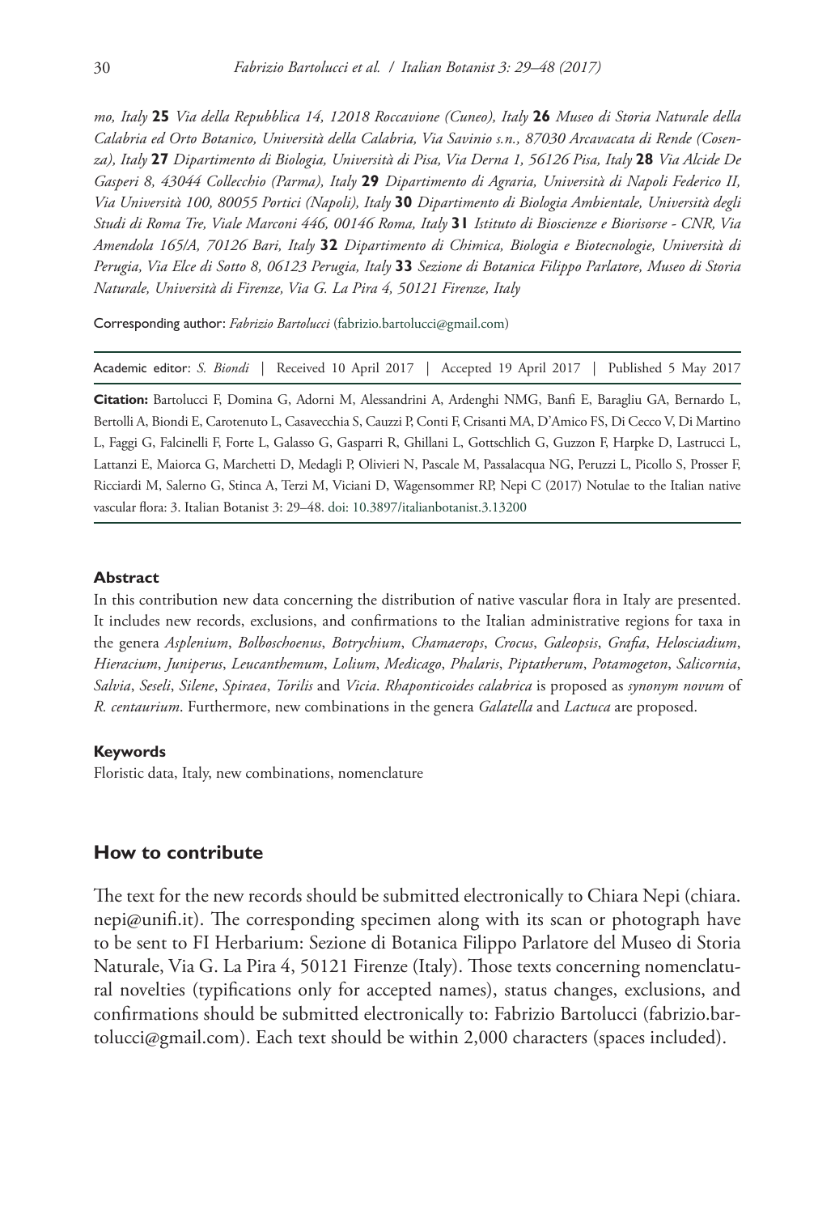*mo, Italy* **25** *Via della Repubblica 14, 12018 Roccavione (Cuneo), Italy* **26** *Museo di Storia Naturale della Calabria ed Orto Botanico, Università della Calabria, Via Savinio s.n., 87030 Arcavacata di Rende (Cosenza), Italy* **27** *Dipartimento di Biologia, Università di Pisa, Via Derna 1, 56126 Pisa, Italy* **28** *Via Alcide De Gasperi 8, 43044 Collecchio (Parma), Italy* **29** *Dipartimento di Agraria, Università di Napoli Federico II, Via Università 100, 80055 Portici (Napoli), Italy* **30** *Dipartimento di Biologia Ambientale, Università degli Studi di Roma Tre, Viale Marconi 446, 00146 Roma, Italy* **31** *Istituto di Bioscienze e Biorisorse - CNR, Via Amendola 165/A, 70126 Bari, Italy* **32** *Dipartimento di Chimica, Biologia e Biotecnologie, Università di Perugia, Via Elce di Sotto 8, 06123 Perugia, Italy* **33** *Sezione di Botanica Filippo Parlatore, Museo di Storia Naturale, Università di Firenze, Via G. La Pira 4, 50121 Firenze, Italy*

Corresponding author: *Fabrizio Bartolucci* (fabrizio.bartolucci@gmail.com)

Academic editor: *S. Biondi* | Received 10 April 2017 | Accepted 19 April 2017 | Published 5 May 2017

**Citation:** Bartolucci F, Domina G, Adorni M, Alessandrini A, Ardenghi NMG, Banfi E, Baragliu GA, Bernardo L, Bertolli A, Biondi E, Carotenuto L, Casavecchia S, Cauzzi P, Conti F, Crisanti MA, D'Amico FS, Di Cecco V, Di Martino L, Faggi G, Falcinelli F, Forte L, Galasso G, Gasparri R, Ghillani L, Gottschlich G, Guzzon F, Harpke D, Lastrucci L, Lattanzi E, Maiorca G, Marchetti D, Medagli P, Olivieri N, Pascale M, Passalacqua NG, Peruzzi L, Picollo S, Prosser F, Ricciardi M, Salerno G, Stinca A, Terzi M, Viciani D, Wagensommer RP, Nepi C (2017) Notulae to the Italian native vascular flora: 3. Italian Botanist 3: 29–48. doi: 10.3897/italianbotanist.3.13200

### Abstract

In this contribution new data concerning the distribution of native vascular flora in Italy are presented. It includes new records, exclusions, and confirmations to the Italian administrative regions for taxa in the genera *Asplenium*, *Bolboschoenus*, *Botrychium*, *Chamaerops*, *Crocus*, *Galeopsis*, *Grafia*, *Helosciadium*, *Hieracium*, *Juniperus*, *Leucanthemum*, *Lolium*, *Medicago*, *Phalaris*, *Piptatherum*, *Potamogeton*, *Salicornia*, *Salvia*, *Seseli*, *Silene*, *Spiraea*, *Torilis* and *Vicia*. *Rhaponticoides calabrica* is proposed as *synonym novum* of *R. centaurium*. Furthermore, new combinations in the genera *Galatella* and *Lactuca* are proposed.

### Keywords

Floristic data, Italy, new combinations, nomenclature

## How to contribute

The text for the new records should be submitted electronically to Chiara Nepi (chiara.nepi@unifi.it). The corresponding specimen along with its scan or photograph have to be sent to FI Herbarium: Sezione di Botanica Filippo Parlatore del Museo di Storia Naturale, Via G. La Pira 4, 50121 Firenze (Italy). Those texts concerning nomenclatural novelties (typifications only for accepted names), status changes, exclusions, and confirmations should be submitted electronically to: Fabrizio Bartolucci (fabrizio.bartolucci@gmail.com). Each text should be within 2,000 characters (spaces included).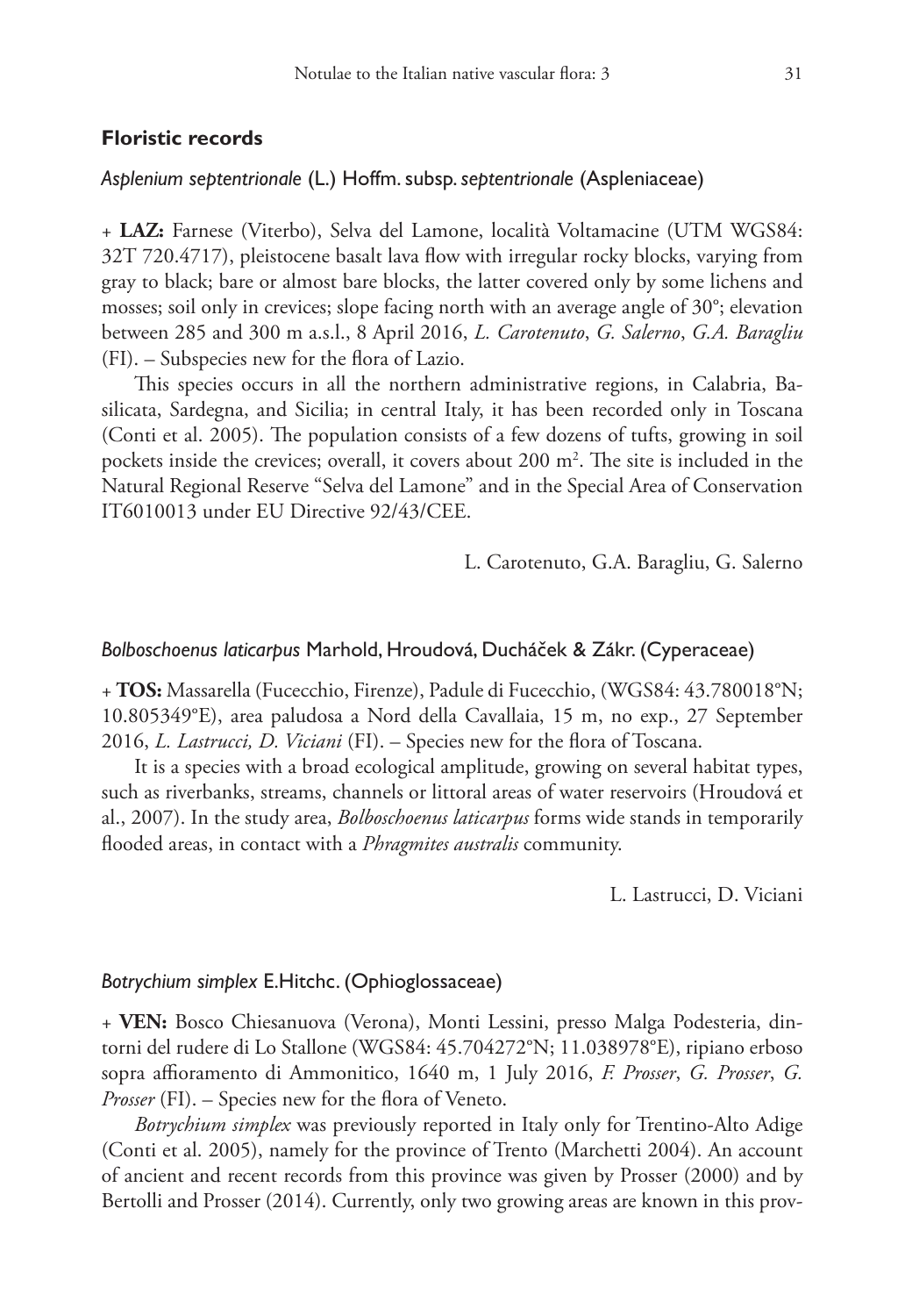## Floristic records

### *Asplenium septentrionale* (L.) Hoffm. subsp. *septentrionale* (Aspleniaceae)

+ **LAZ:** Farnese (Viterbo), Selva del Lamone, località Voltamacine (UTM WGS84: 32T 720.4717), pleistocene basalt lava flow with irregular rocky blocks, varying from gray to black; bare or almost bare blocks, the latter covered only by some lichens and mosses; soil only in crevices; slope facing north with an average angle of 30°; elevation between 285 and 300 m a.s.l., 8 April 2016, *L. Carotenuto*, *G. Salerno*, *G.A. Baragliu* (FI). – Subspecies new for the flora of Lazio.

This species occurs in all the northern administrative regions, in Calabria, Basilicata, Sardegna, and Sicilia; in central Italy, it has been recorded only in Toscana (Conti et al. 2005). The population consists of a few dozens of tufts, growing in soil pockets inside the crevices; overall, it covers about 200 m$^2$. The site is included in the Natural Regional Reserve "Selva del Lamone" and in the Special Area of Conservation IT6010013 under EU Directive 92/43/CEE.

L. Carotenuto, G.A. Baragliu, G. Salerno

### *Bolboschoenus laticarpus* Marhold, Hroudová, Ducháček & Zákr. (Cyperaceae)

+ **TOS:** Massarella (Fucecchio, Firenze), Padule di Fucecchio, (WGS84: 43.780018°N; 10.805349°E), area paludosa a Nord della Cavallaia, 15 m, no exp., 27 September 2016, *L. Lastrucci, D. Viciani* (FI). – Species new for the flora of Toscana.

It is a species with a broad ecological amplitude, growing on several habitat types, such as riverbanks, streams, channels or littoral areas of water reservoirs (Hroudová et al., 2007). In the study area, *Bolboschoenus laticarpus* forms wide stands in temporarily flooded areas, in contact with a *Phragmites australis* community.

L. Lastrucci, D. Viciani

### *Botrychium simplex* E.Hitchc. (Ophioglossaceae)

+ **VEN:** Bosco Chiesanuova (Verona), Monti Lessini, presso Malga Podesteria, dintorni del rudere di Lo Stallone (WGS84: 45.704272°N; 11.038978°E), ripiano erboso sopra affioramento di Ammonitico, 1640 m, 1 July 2016, *F. Prosser*, *G. Prosser*, *G. Prosser* (FI). – Species new for the flora of Veneto.

*Botrychium simplex* was previously reported in Italy only for Trentino-Alto Adige (Conti et al. 2005), namely for the province of Trento (Marchetti 2004). An account of ancient and recent records from this province was given by Prosser (2000) and by Bertolli and Prosser (2014). Currently, only two growing areas are known in this prov-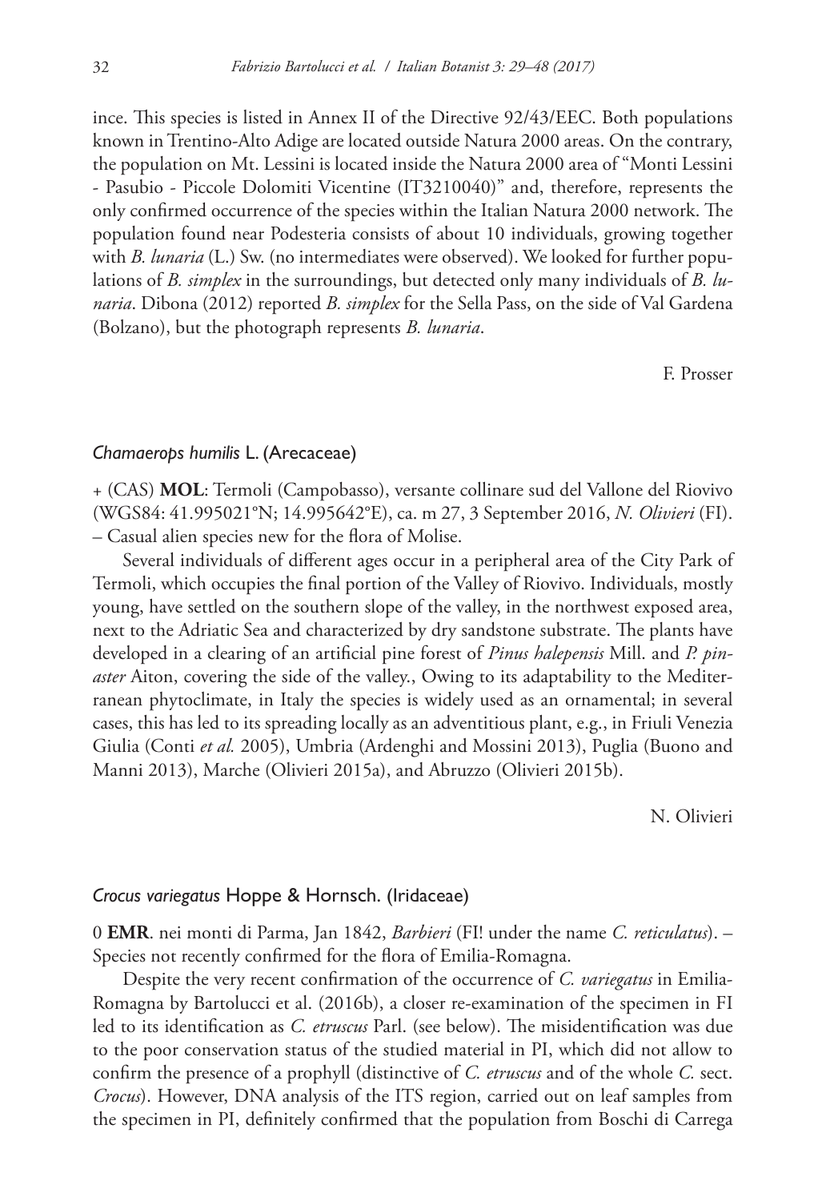ince. This species is listed in Annex II of the Directive 92/43/EEC. Both populations known in Trentino-Alto Adige are located outside Natura 2000 areas. On the contrary, the population on Mt. Lessini is located inside the Natura 2000 area of "Monti Lessini - Pasubio - Piccole Dolomiti Vicentine (IT3210040)" and, therefore, represents the only confirmed occurrence of the species within the Italian Natura 2000 network. The population found near Podesteria consists of about 10 individuals, growing together with *B. lunaria* (L.) Sw. (no intermediates were observed). We looked for further populations of *B. simplex* in the surroundings, but detected only many individuals of *B. lunaria*. Dibona (2012) reported *B. simplex* for the Sella Pass, on the side of Val Gardena (Bolzano), but the photograph represents *B. lunaria*.

F. Prosser

### *Chamaerops humilis* L. (Arecaceae)

+ (CAS) **MOL**: Termoli (Campobasso), versante collinare sud del Vallone del Riovivo (WGS84: 41.995021°N; 14.995642°E), ca. m 27, 3 September 2016, *N. Olivieri* (FI). – Casual alien species new for the flora of Molise.

Several individuals of different ages occur in a peripheral area of the City Park of Termoli, which occupies the final portion of the Valley of Riovivo. Individuals, mostly young, have settled on the southern slope of the valley, in the northwest exposed area, next to the Adriatic Sea and characterized by dry sandstone substrate. The plants have developed in a clearing of an artificial pine forest of *Pinus halepensis* Mill. and *P. pinaster* Aiton, covering the side of the valley., Owing to its adaptability to the Mediterranean phytoclimate, in Italy the species is widely used as an ornamental; in several cases, this has led to its spreading locally as an adventitious plant, e.g., in Friuli Venezia Giulia (Conti *et al.* 2005), Umbria (Ardenghi and Mossini 2013), Puglia (Buono and Manni 2013), Marche (Olivieri 2015a), and Abruzzo (Olivieri 2015b).

N. Olivieri

### *Crocus variegatus* Hoppe & Hornsch. (Iridaceae)

0 **EMR**. nei monti di Parma, Jan 1842, *Barbieri* (FI! under the name *C. reticulatus*). – Species not recently confirmed for the flora of Emilia-Romagna.

Despite the very recent confirmation of the occurrence of *C. variegatus* in Emilia-Romagna by Bartolucci et al. (2016b), a closer re-examination of the specimen in FI led to its identification as *C. etruscus* Parl. (see below). The misidentification was due to the poor conservation status of the studied material in PI, which did not allow to confirm the presence of a prophyll (distinctive of *C. etruscus* and of the whole *C.* sect. *Crocus*). However, DNA analysis of the ITS region, carried out on leaf samples from the specimen in PI, definitely confirmed that the population from Boschi di Carrega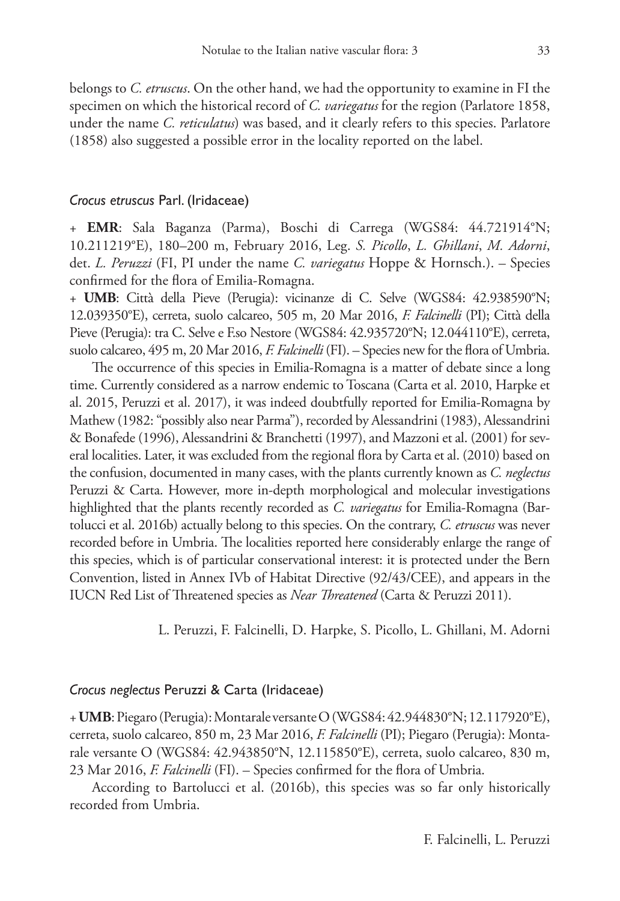belongs to *C. etruscus*. On the other hand, we had the opportunity to examine in FI the specimen on which the historical record of *C. variegatus* for the region (Parlatore 1858, under the name *C. reticulatus*) was based, and it clearly refers to this species. Parlatore (1858) also suggested a possible error in the locality reported on the label.

### *Crocus etruscus* Parl. (Iridaceae)

+ **EMR**: Sala Baganza (Parma), Boschi di Carrega (WGS84: 44.721914°N; 10.211219°E), 180–200 m, February 2016, Leg. *S. Picollo*, *L. Ghillani*, *M. Adorni*, det. *L. Peruzzi* (FI, PI under the name *C. variegatus* Hoppe & Hornsch.). – Species confirmed for the flora of Emilia-Romagna.

+ **UMB**: Città della Pieve (Perugia): vicinanze di C. Selve (WGS84: 42.938590°N; 12.039350°E), cerreta, suolo calcareo, 505 m, 20 Mar 2016, *F. Falcinelli* (PI); Città della Pieve (Perugia): tra C. Selve e F.so Nestore (WGS84: 42.935720°N; 12.044110°E), cerreta, suolo calcareo, 495 m, 20 Mar 2016, *F. Falcinelli* (FI). – Species new for the flora of Umbria.

The occurrence of this species in Emilia-Romagna is a matter of debate since a long time. Currently considered as a narrow endemic to Toscana (Carta et al. 2010, Harpke et al. 2015, Peruzzi et al. 2017), it was indeed doubtfully reported for Emilia-Romagna by Mathew (1982: "possibly also near Parma"), recorded by Alessandrini (1983), Alessandrini & Bonafede (1996), Alessandrini & Branchetti (1997), and Mazzoni et al. (2001) for several localities. Later, it was excluded from the regional flora by Carta et al. (2010) based on the confusion, documented in many cases, with the plants currently known as *C. neglectus* Peruzzi & Carta. However, more in-depth morphological and molecular investigations highlighted that the plants recently recorded as *C. variegatus* for Emilia-Romagna (Bartolucci et al. 2016b) actually belong to this species. On the contrary, *C. etruscus* was never recorded before in Umbria. The localities reported here considerably enlarge the range of this species, which is of particular conservational interest: it is protected under the Bern Convention, listed in Annex IVb of Habitat Directive (92/43/CEE), and appears in the IUCN Red List of Threatened species as *Near Threatened* (Carta & Peruzzi 2011).

L. Peruzzi, F. Falcinelli, D. Harpke, S. Picollo, L. Ghillani, M. Adorni

### *Crocus neglectus* Peruzzi & Carta (Iridaceae)

+ **UMB**: Piegaro (Perugia): Montarale versante O (WGS84: 42.944830°N; 12.117920°E), cerreta, suolo calcareo, 850 m, 23 Mar 2016, *F. Falcinelli* (PI); Piegaro (Perugia): Montarale versante O (WGS84: 42.943850°N, 12.115850°E), cerreta, suolo calcareo, 830 m, 23 Mar 2016, *F. Falcinelli* (FI). – Species confirmed for the flora of Umbria.

According to Bartolucci et al. (2016b), this species was so far only historically recorded from Umbria.

F. Falcinelli, L. Peruzzi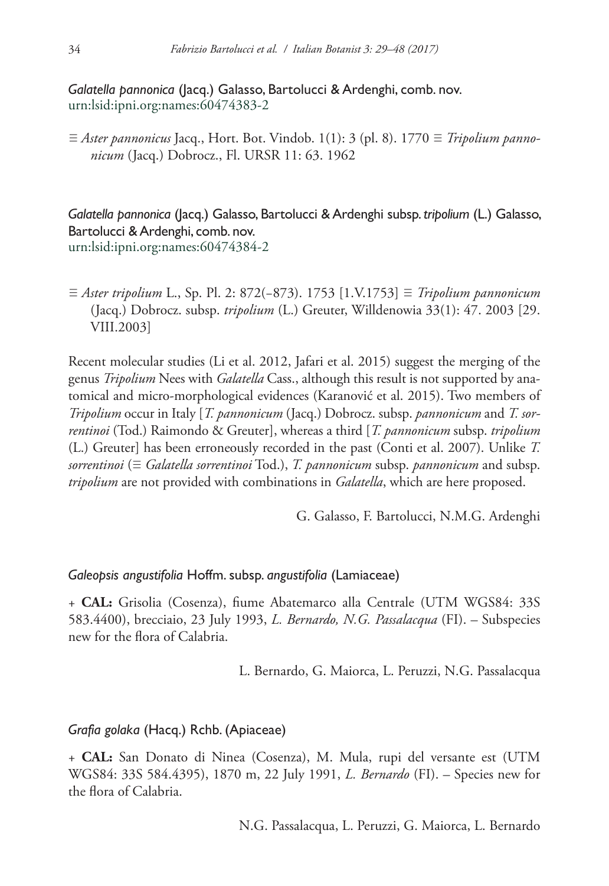*Galatella pannonica* (Jacq.) Galasso, Bartolucci & Ardenghi, comb. nov.
urn:lsid:ipni.org:names:60474383-2

≡ *Aster pannonicus* Jacq., Hort. Bot. Vindob. 1(1): 3 (pl. 8). 1770 ≡ *Tripolium pannonicum* (Jacq.) Dobrocz., Fl. URSR 11: 63. 1962

*Galatella pannonica* (Jacq.) Galasso, Bartolucci & Ardenghi subsp. *tripolium* (L.) Galasso, Bartolucci & Ardenghi, comb. nov.
urn:lsid:ipni.org:names:60474384-2

≡ *Aster tripolium* L., Sp. Pl. 2: 872(–873). 1753 [1.V.1753] ≡ *Tripolium pannonicum* (Jacq.) Dobrocz. subsp. *tripolium* (L.) Greuter, Willdenowia 33(1): 47. 2003 [29. VIII.2003]

Recent molecular studies (Li et al. 2012, Jafari et al. 2015) suggest the merging of the genus *Tripolium* Nees with *Galatella* Cass., although this result is not supported by anatomical and micro-morphological evidences (Karanović et al. 2015). Two members of *Tripolium* occur in Italy [*T. pannonicum* (Jacq.) Dobrocz. subsp. *pannonicum* and *T. sorrentinoi* (Tod.) Raimondo & Greuter], whereas a third [*T. pannonicum* subsp. *tripolium* (L.) Greuter] has been erroneously recorded in the past (Conti et al. 2007). Unlike *T. sorrentinoi* (≡ *Galatella sorrentinoi* Tod.), *T. pannonicum* subsp. *pannonicum* and subsp. *tripolium* are not provided with combinations in *Galatella*, which are here proposed.

G. Galasso, F. Bartolucci, N.M.G. Ardenghi

*Galeopsis angustifolia* Hoffm. subsp. *angustifolia* (Lamiaceae)

+ **CAL:** Grisolia (Cosenza), fiume Abatemarco alla Centrale (UTM WGS84: 33S 583.4400), brecciaio, 23 July 1993, *L. Bernardo, N.G. Passalacqua* (FI). – Subspecies new for the flora of Calabria.

L. Bernardo, G. Maiorca, L. Peruzzi, N.G. Passalacqua

*Grafia golaka* (Hacq.) Rchb. (Apiaceae)

+ **CAL:** San Donato di Ninea (Cosenza), M. Mula, rupi del versante est (UTM WGS84: 33S 584.4395), 1870 m, 22 July 1991, *L. Bernardo* (FI). – Species new for the flora of Calabria.

N.G. Passalacqua, L. Peruzzi, G. Maiorca, L. Bernardo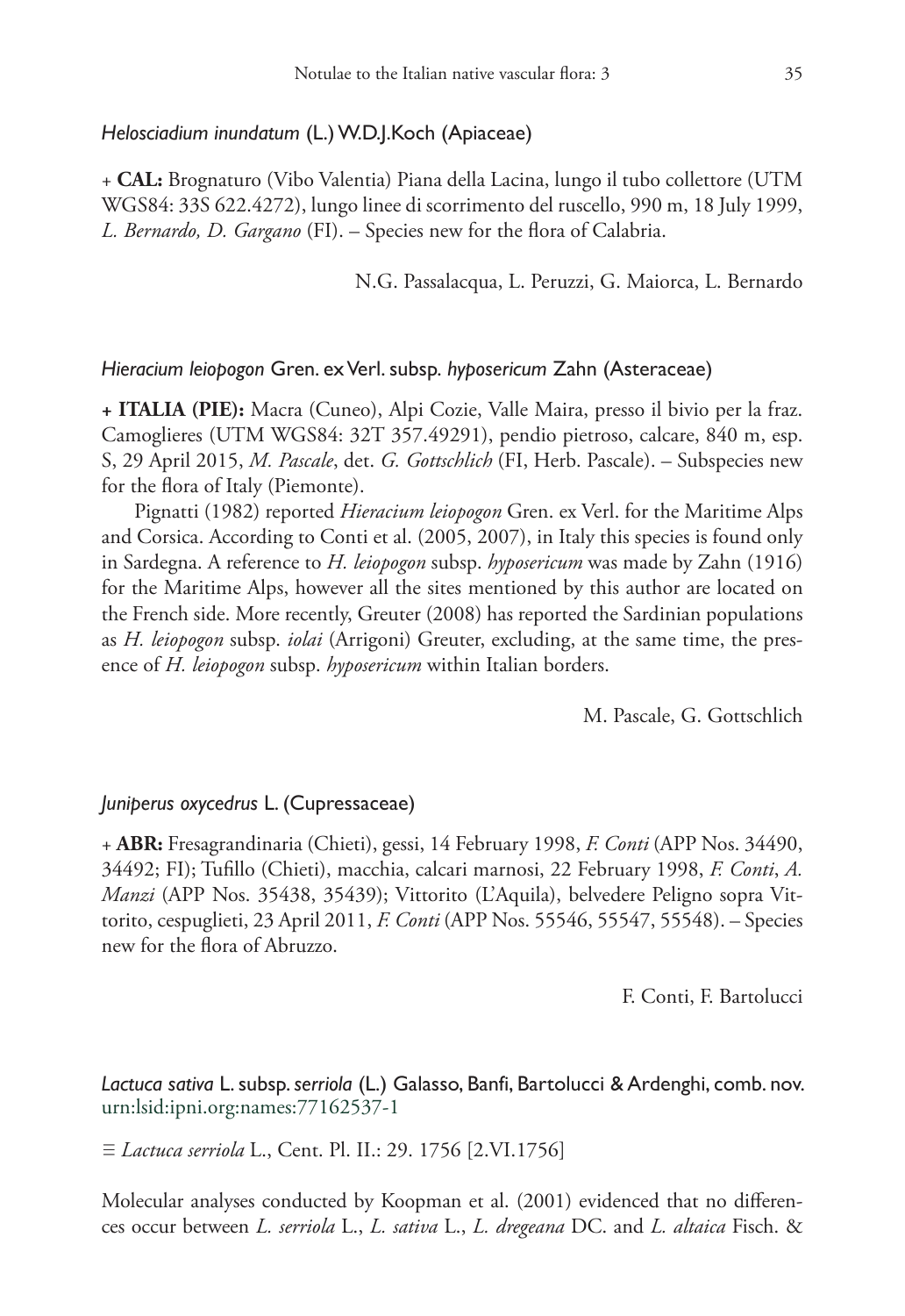*Helosciadium inundatum* (L.) W.D.J.Koch (Apiaceae)

+ **CAL:** Brognaturo (Vibo Valentia) Piana della Lacina, lungo il tubo collettore (UTM WGS84: 33S 622.4272), lungo linee di scorrimento del ruscello, 990 m, 18 July 1999, *L. Bernardo, D. Gargano* (FI). – Species new for the flora of Calabria.

N.G. Passalacqua, L. Peruzzi, G. Maiorca, L. Bernardo

*Hieracium leiopogon* Gren. ex Verl. subsp. *hyposericum* Zahn (Asteraceae)

**+ ITALIA (PIE):** Macra (Cuneo), Alpi Cozie, Valle Maira, presso il bivio per la fraz. Camoglieres (UTM WGS84: 32T 357.49291), pendio pietroso, calcare, 840 m, esp. S, 29 April 2015, *M. Pascale*, det. *G. Gottschlich* (FI, Herb. Pascale). – Subspecies new for the flora of Italy (Piemonte).

Pignatti (1982) reported *Hieracium leiopogon* Gren. ex Verl. for the Maritime Alps and Corsica. According to Conti et al. (2005, 2007), in Italy this species is found only in Sardegna. A reference to *H. leiopogon* subsp. *hyposericum* was made by Zahn (1916) for the Maritime Alps, however all the sites mentioned by this author are located on the French side. More recently, Greuter (2008) has reported the Sardinian populations as *H. leiopogon* subsp. *iolai* (Arrigoni) Greuter, excluding, at the same time, the presence of *H. leiopogon* subsp. *hyposericum* within Italian borders.

M. Pascale, G. Gottschlich

*Juniperus oxycedrus* L. (Cupressaceae)

+ **ABR:** Fresagrandinaria (Chieti), gessi, 14 February 1998, *F. Conti* (APP Nos. 34490, 34492; FI); Tufillo (Chieti), macchia, calcari marnosi, 22 February 1998, *F. Conti*, *A. Manzi* (APP Nos. 35438, 35439); Vittorito (L'Aquila), belvedere Peligno sopra Vittorito, cespuglieti, 23 April 2011, *F. Conti* (APP Nos. 55546, 55547, 55548). – Species new for the flora of Abruzzo.

F. Conti, F. Bartolucci

*Lactuca sativa* L. subsp. *serriola* (L.) Galasso, Banfi, Bartolucci & Ardenghi, comb. nov.
urn:lsid:ipni.org:names:77162537-1

≡ *Lactuca serriola* L., Cent. Pl. II.: 29. 1756 [2.VI.1756]

Molecular analyses conducted by Koopman et al. (2001) evidenced that no differences occur between *L. serriola* L., *L. sativa* L., *L. dregeana* DC. and *L. altaica* Fisch. &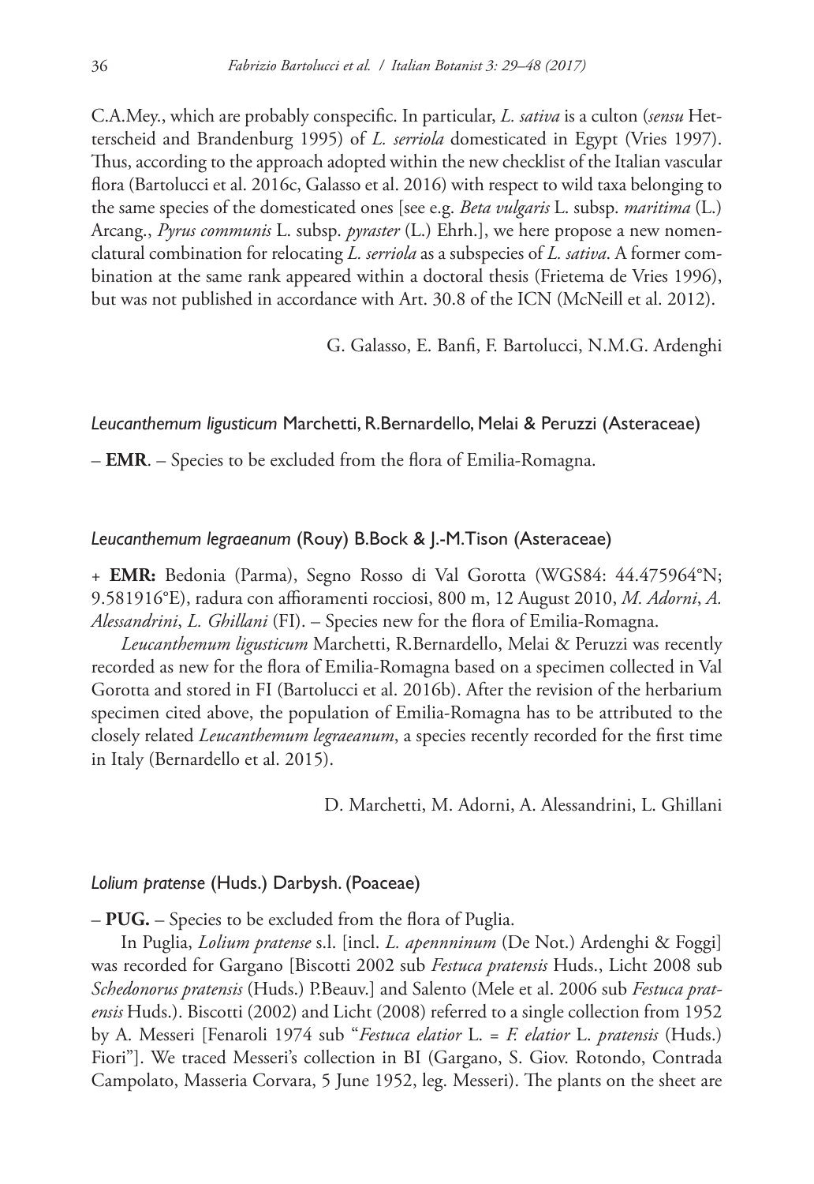C.A.Mey., which are probably conspecific. In particular, *L. sativa* is a culton (*sensu* Hetterscheid and Brandenburg 1995) of *L. serriola* domesticated in Egypt (Vries 1997). Thus, according to the approach adopted within the new checklist of the Italian vascular flora (Bartolucci et al. 2016c, Galasso et al. 2016) with respect to wild taxa belonging to the same species of the domesticated ones [see e.g. *Beta vulgaris* L. subsp. *maritima* (L.) Arcang., *Pyrus communis* L. subsp. *pyraster* (L.) Ehrh.], we here propose a new nomenclatural combination for relocating *L. serriola* as a subspecies of *L. sativa*. A former combination at the same rank appeared within a doctoral thesis (Frietema de Vries 1996), but was not published in accordance with Art. 30.8 of the ICN (McNeill et al. 2012).

G. Galasso, E. Banfi, F. Bartolucci, N.M.G. Ardenghi

### *Leucanthemum ligusticum* Marchetti, R.Bernardello, Melai & Peruzzi (Asteraceae)

– **EMR**. – Species to be excluded from the flora of Emilia-Romagna.

### *Leucanthemum legraeanum* (Rouy) B.Bock & J.-M.Tison (Asteraceae)

+ **EMR:** Bedonia (Parma), Segno Rosso di Val Gorotta (WGS84: 44.475964°N; 9.581916°E), radura con affioramenti rocciosi, 800 m, 12 August 2010, *M. Adorni*, *A. Alessandrini*, *L. Ghillani* (FI). – Species new for the flora of Emilia-Romagna.

*Leucanthemum ligusticum* Marchetti, R.Bernardello, Melai & Peruzzi was recently recorded as new for the flora of Emilia-Romagna based on a specimen collected in Val Gorotta and stored in FI (Bartolucci et al. 2016b). After the revision of the herbarium specimen cited above, the population of Emilia-Romagna has to be attributed to the closely related *Leucanthemum legraeanum*, a species recently recorded for the first time in Italy (Bernardello et al. 2015).

D. Marchetti, M. Adorni, A. Alessandrini, L. Ghillani

### *Lolium pratense* (Huds.) Darbysh. (Poaceae)

– **PUG.** – Species to be excluded from the flora of Puglia.

In Puglia, *Lolium pratense* s.l. [incl. *L. apennninum* (De Not.) Ardenghi & Foggi] was recorded for Gargano [Biscotti 2002 sub *Festuca pratensis* Huds., Licht 2008 sub *Schedonorus pratensis* (Huds.) P.Beauv.] and Salento (Mele et al. 2006 sub *Festuca pratensis* Huds.). Biscotti (2002) and Licht (2008) referred to a single collection from 1952 by A. Messeri [Fenaroli 1974 sub "*Festuca elatior* L. = *F. elatior* L. *pratensis* (Huds.) Fiori"]. We traced Messeri's collection in BI (Gargano, S. Giov. Rotondo, Contrada Campolato, Masseria Corvara, 5 June 1952, leg. Messeri). The plants on the sheet are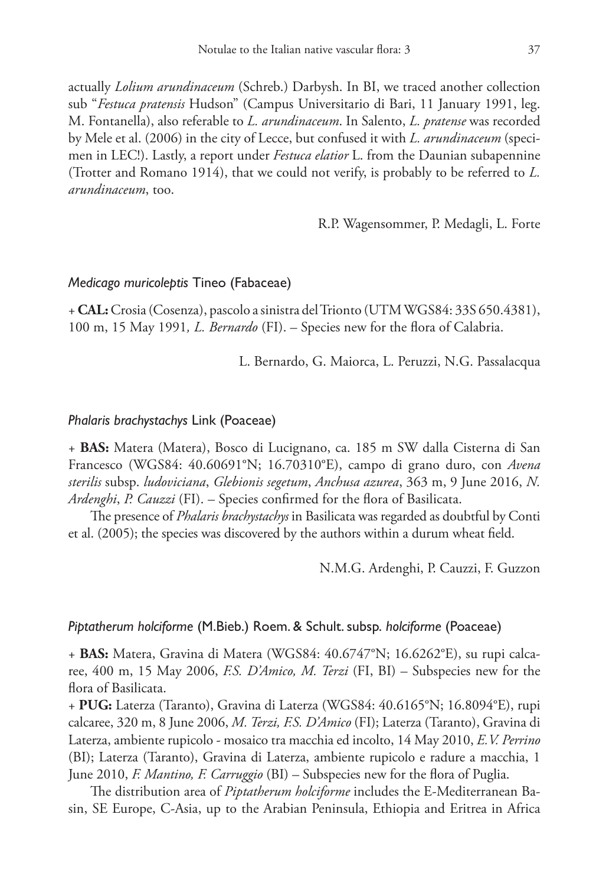actually *Lolium arundinaceum* (Schreb.) Darbysh. In BI, we traced another collection sub "*Festuca pratensis* Hudson" (Campus Universitario di Bari, 11 January 1991, leg. M. Fontanella), also referable to *L. arundinaceum*. In Salento, *L. pratense* was recorded by Mele et al. (2006) in the city of Lecce, but confused it with *L. arundinaceum* (specimen in LEC!). Lastly, a report under *Festuca elatior* L. from the Daunian subapennine (Trotter and Romano 1914), that we could not verify, is probably to be referred to *L. arundinaceum*, too.

R.P. Wagensommer, P. Medagli, L. Forte

### *Medicago muricoleptis* Tineo (Fabaceae)

+ **CAL:** Crosia (Cosenza), pascolo a sinistra del Trionto (UTM WGS84: 33S 650.4381), 100 m, 15 May 1991*, L. Bernardo* (FI). – Species new for the flora of Calabria.

L. Bernardo, G. Maiorca, L. Peruzzi, N.G. Passalacqua

### *Phalaris brachystachys* Link (Poaceae)

+ **BAS:** Matera (Matera), Bosco di Lucignano, ca. 185 m SW dalla Cisterna di San Francesco (WGS84: 40.60691°N; 16.70310°E), campo di grano duro, con *Avena sterilis* subsp. *ludoviciana*, *Glebionis segetum*, *Anchusa azurea*, 363 m, 9 June 2016, *N. Ardenghi*, *P. Cauzzi* (FI). – Species confirmed for the flora of Basilicata.

The presence of *Phalaris brachystachys* in Basilicata was regarded as doubtful by Conti et al. (2005); the species was discovered by the authors within a durum wheat field.

N.M.G. Ardenghi, P. Cauzzi, F. Guzzon

### *Piptatherum holciforme* (M.Bieb.) Roem. & Schult. subsp. *holciforme* (Poaceae)

+ **BAS:** Matera, Gravina di Matera (WGS84: 40.6747°N; 16.6262°E), su rupi calcaree, 400 m, 15 May 2006, *F.S. D'Amico, M. Terzi* (FI, BI) – Subspecies new for the flora of Basilicata.

+ **PUG:** Laterza (Taranto), Gravina di Laterza (WGS84: 40.6165°N; 16.8094°E), rupi calcaree, 320 m, 8 June 2006, *M. Terzi, F.S. D'Amico* (FI); Laterza (Taranto), Gravina di Laterza, ambiente rupicolo - mosaico tra macchia ed incolto, 14 May 2010, *E.V. Perrino* (BI); Laterza (Taranto), Gravina di Laterza, ambiente rupicolo e radure a macchia, 1 June 2010, *F. Mantino, F. Carruggio* (BI) – Subspecies new for the flora of Puglia.

The distribution area of *Piptatherum holciforme* includes the E-Mediterranean Basin, SE Europe, C-Asia, up to the Arabian Peninsula, Ethiopia and Eritrea in Africa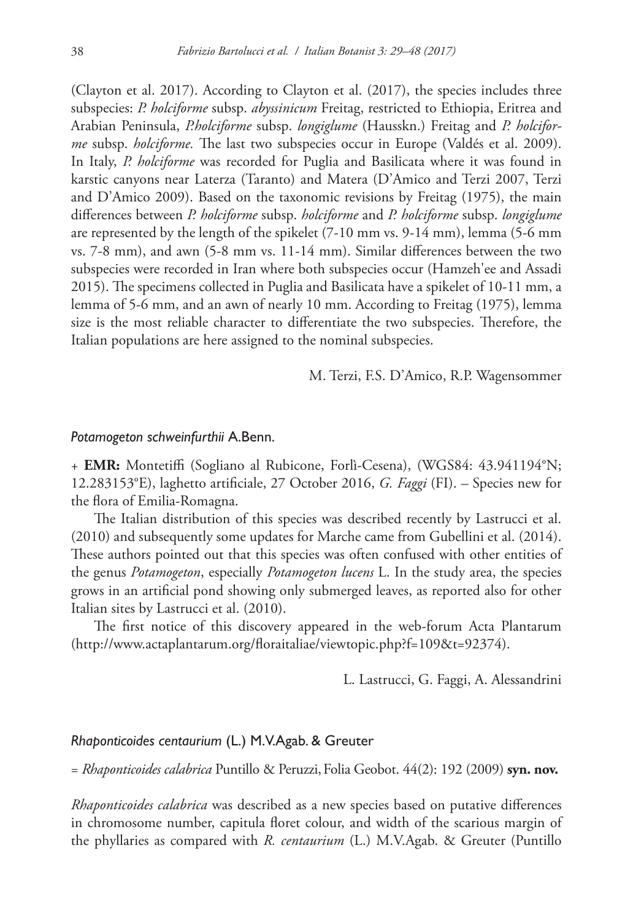(Clayton et al. 2017). According to Clayton et al. (2017), the species includes three subspecies: *P. holciforme* subsp. *abyssinicum* Freitag, restricted to Ethiopia, Eritrea and Arabian Peninsula, *P.holciforme* subsp. *longiglume* (Hausskn.) Freitag and *P. holciforme* subsp. *holciforme.* The last two subspecies occur in Europe (Valdés et al. 2009). In Italy, *P. holciforme* was recorded for Puglia and Basilicata where it was found in karstic canyons near Laterza (Taranto) and Matera (D'Amico and Terzi 2007, Terzi and D'Amico 2009). Based on the taxonomic revisions by Freitag (1975), the main differences between *P. holciforme* subsp. *holciforme* and *P. holciforme* subsp. *longiglume* are represented by the length of the spikelet (7-10 mm vs. 9-14 mm), lemma (5-6 mm vs. 7-8 mm), and awn (5-8 mm vs. 11-14 mm). Similar differences between the two subspecies were recorded in Iran where both subspecies occur (Hamzeh'ee and Assadi 2015). The specimens collected in Puglia and Basilicata have a spikelet of 10-11 mm, a lemma of 5-6 mm, and an awn of nearly 10 mm. According to Freitag (1975), lemma size is the most reliable character to differentiate the two subspecies. Therefore, the Italian populations are here assigned to the nominal subspecies.

M. Terzi, F.S. D'Amico, R.P. Wagensommer

### *Potamogeton schweinfurthii* A.Benn.

+ **EMR:** Montetiffi (Sogliano al Rubicone, Forlì-Cesena), (WGS84: 43.941194°N; 12.283153°E), laghetto artificiale, 27 October 2016, *G. Faggi* (FI). – Species new for the flora of Emilia-Romagna.

The Italian distribution of this species was described recently by Lastrucci et al. (2010) and subsequently some updates for Marche came from Gubellini et al. (2014). These authors pointed out that this species was often confused with other entities of the genus *Potamogeton*, especially *Potamogeton lucens* L. In the study area, the species grows in an artificial pond showing only submerged leaves, as reported also for other Italian sites by Lastrucci et al. (2010).

The first notice of this discovery appeared in the web-forum Acta Plantarum (http://www.actaplantarum.org/floraitaliae/viewtopic.php?f=109&t=92374).

L. Lastrucci, G. Faggi, A. Alessandrini

### *Rhaponticoides centaurium* (L.) M.V.Agab. & Greuter

= *Rhaponticoides calabrica* Puntillo & Peruzzi, Folia Geobot. 44(2): 192 (2009) **syn. nov.**

*Rhaponticoides calabrica* was described as a new species based on putative differences in chromosome number, capitula floret colour, and width of the scarious margin of the phyllaries as compared with *R. centaurium* (L.) M.V.Agab. & Greuter (Puntillo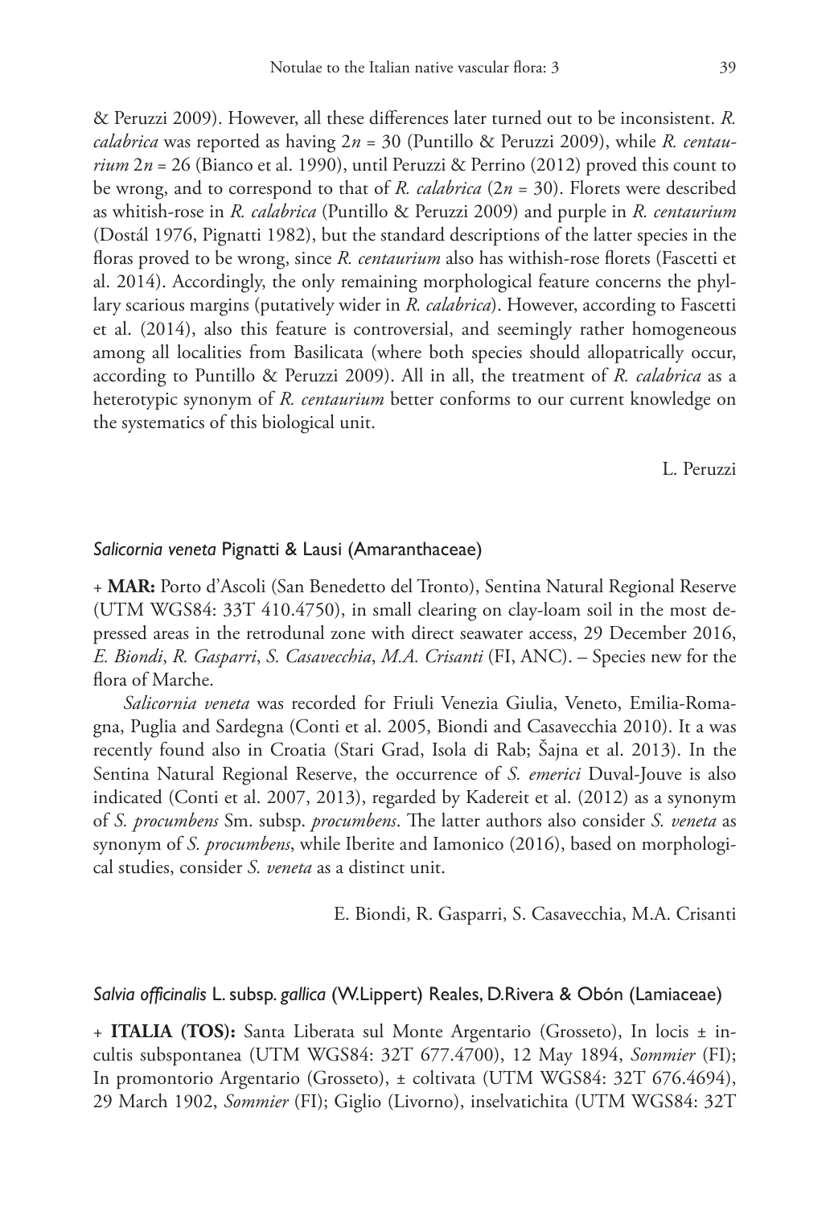& Peruzzi 2009). However, all these differences later turned out to be inconsistent. *R. calabrica* was reported as having $2n = 30$ (Puntillo & Peruzzi 2009), while *R. centaurium* $2n = 26$ (Bianco et al. 1990), until Peruzzi & Perrino (2012) proved this count to be wrong, and to correspond to that of *R. calabrica* ($2n = 30$). Florets were described as whitish-rose in *R. calabrica* (Puntillo & Peruzzi 2009) and purple in *R. centaurium* (Dostál 1976, Pignatti 1982), but the standard descriptions of the latter species in the floras proved to be wrong, since *R. centaurium* also has withish-rose florets (Fascetti et al. 2014). Accordingly, the only remaining morphological feature concerns the phyllary scarious margins (putatively wider in *R. calabrica*). However, according to Fascetti et al. (2014), also this feature is controversial, and seemingly rather homogeneous among all localities from Basilicata (where both species should allopatrically occur, according to Puntillo & Peruzzi 2009). All in all, the treatment of *R. calabrica* as a heterotypic synonym of *R. centaurium* better conforms to our current knowledge on the systematics of this biological unit.

L. Peruzzi

### *Salicornia veneta* Pignatti & Lausi (Amaranthaceae)

+ **MAR:** Porto d'Ascoli (San Benedetto del Tronto), Sentina Natural Regional Reserve (UTM WGS84: 33T 410.4750), in small clearing on clay-loam soil in the most depressed areas in the retrodunal zone with direct seawater access, 29 December 2016, *E. Biondi*, *R. Gasparri*, *S. Casavecchia*, *M.A. Crisanti* (FI, ANC). – Species new for the flora of Marche.

*Salicornia veneta* was recorded for Friuli Venezia Giulia, Veneto, Emilia-Romagna, Puglia and Sardegna (Conti et al. 2005, Biondi and Casavecchia 2010). It a was recently found also in Croatia (Stari Grad, Isola di Rab; Šajna et al. 2013). In the Sentina Natural Regional Reserve, the occurrence of *S. emerici* Duval-Jouve is also indicated (Conti et al. 2007, 2013), regarded by Kadereit et al. (2012) as a synonym of *S. procumbens* Sm. subsp. *procumbens*. The latter authors also consider *S. veneta* as synonym of *S. procumbens*, while Iberite and Iamonico (2016), based on morphological studies, consider *S. veneta* as a distinct unit.

E. Biondi, R. Gasparri, S. Casavecchia, M.A. Crisanti

### *Salvia officinalis* L. subsp. *gallica* (W.Lippert) Reales, D.Rivera & Obón (Lamiaceae)

+ **ITALIA (TOS):** Santa Liberata sul Monte Argentario (Grosseto), In locis ± incultis subspontanea (UTM WGS84: 32T 677.4700), 12 May 1894, *Sommier* (FI); In promontorio Argentario (Grosseto), ± coltivata (UTM WGS84: 32T 676.4694), 29 March 1902, *Sommier* (FI); Giglio (Livorno), inselvatichita (UTM WGS84: 32T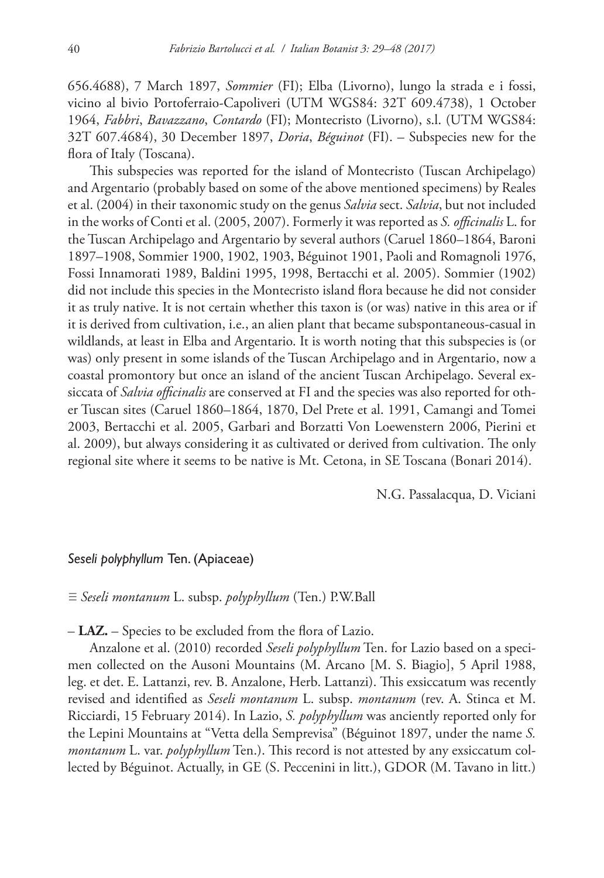656.4688), 7 March 1897, *Sommier* (FI); Elba (Livorno), lungo la strada e i fossi, vicino al bivio Portoferraio-Capoliveri (UTM WGS84: 32T 609.4738), 1 October 1964, *Fabbri*, *Bavazzano*, *Contardo* (FI); Montecristo (Livorno), s.l. (UTM WGS84: 32T 607.4684), 30 December 1897, *Doria*, *Béguinot* (FI). – Subspecies new for the flora of Italy (Toscana).

This subspecies was reported for the island of Montecristo (Tuscan Archipelago) and Argentario (probably based on some of the above mentioned specimens) by Reales et al. (2004) in their taxonomic study on the genus *Salvia* sect. *Salvia*, but not included in the works of Conti et al. (2005, 2007). Formerly it was reported as *S. officinalis* L. for the Tuscan Archipelago and Argentario by several authors (Caruel 1860–1864, Baroni 1897–1908, Sommier 1900, 1902, 1903, Béguinot 1901, Paoli and Romagnoli 1976, Fossi Innamorati 1989, Baldini 1995, 1998, Bertacchi et al. 2005). Sommier (1902) did not include this species in the Montecristo island flora because he did not consider it as truly native. It is not certain whether this taxon is (or was) native in this area or if it is derived from cultivation, i.e., an alien plant that became subspontaneous-casual in wildlands, at least in Elba and Argentario. It is worth noting that this subspecies is (or was) only present in some islands of the Tuscan Archipelago and in Argentario, now a coastal promontory but once an island of the ancient Tuscan Archipelago. Several exsiccata of *Salvia officinalis* are conserved at FI and the species was also reported for other Tuscan sites (Caruel 1860–1864, 1870, Del Prete et al. 1991, Camangi and Tomei 2003, Bertacchi et al. 2005, Garbari and Borzatti Von Loewenstern 2006, Pierini et al. 2009), but always considering it as cultivated or derived from cultivation. The only regional site where it seems to be native is Mt. Cetona, in SE Toscana (Bonari 2014).

N.G. Passalacqua, D. Viciani

### *Seseli polyphyllum* Ten. (Apiaceae)

≡ *Seseli montanum* L. subsp. *polyphyllum* (Ten.) P.W.Ball

– **LAZ.** – Species to be excluded from the flora of Lazio.

Anzalone et al. (2010) recorded *Seseli polyphyllum* Ten. for Lazio based on a specimen collected on the Ausoni Mountains (M. Arcano [M. S. Biagio], 5 April 1988, leg. et det. E. Lattanzi, rev. B. Anzalone, Herb. Lattanzi). This exsiccatum was recently revised and identified as *Seseli montanum* L. subsp. *montanum* (rev. A. Stinca et M. Ricciardi, 15 February 2014). In Lazio, *S. polyphyllum* was anciently reported only for the Lepini Mountains at "Vetta della Semprevisa" (Béguinot 1897, under the name *S. montanum* L. var. *polyphyllum* Ten.). This record is not attested by any exsiccatum collected by Béguinot. Actually, in GE (S. Peccenini in litt.), GDOR (M. Tavano in litt.)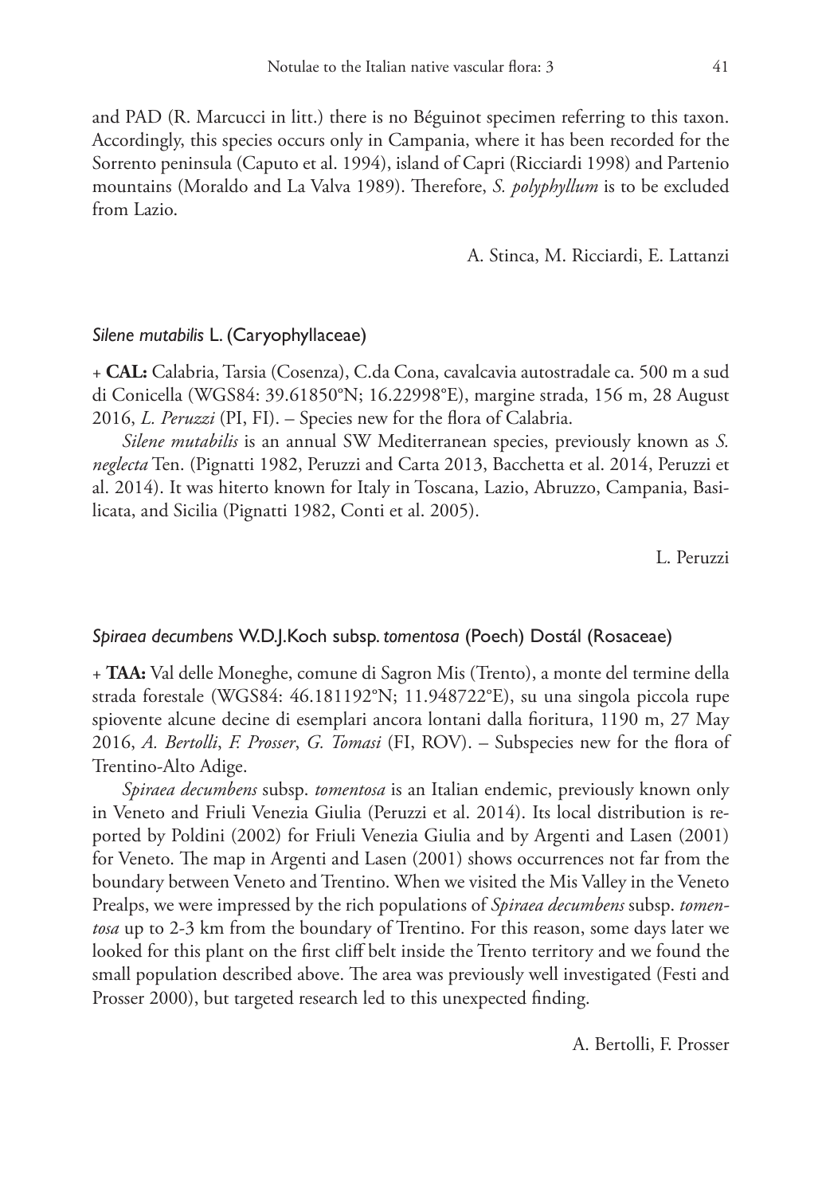and PAD (R. Marcucci in litt.) there is no Béguinot specimen referring to this taxon. Accordingly, this species occurs only in Campania, where it has been recorded for the Sorrento peninsula (Caputo et al. 1994), island of Capri (Ricciardi 1998) and Partenio mountains (Moraldo and La Valva 1989). Therefore, *S. polyphyllum* is to be excluded from Lazio.

A. Stinca, M. Ricciardi, E. Lattanzi

### *Silene mutabilis* L. (Caryophyllaceae)

+ **CAL:** Calabria, Tarsia (Cosenza), C.da Cona, cavalcavia autostradale ca. 500 m a sud di Conicella (WGS84: 39.61850°N; 16.22998°E), margine strada, 156 m, 28 August 2016, *L. Peruzzi* (PI, FI). – Species new for the flora of Calabria.

*Silene mutabilis* is an annual SW Mediterranean species, previously known as *S. neglecta* Ten. (Pignatti 1982, Peruzzi and Carta 2013, Bacchetta et al. 2014, Peruzzi et al. 2014). It was hiterto known for Italy in Toscana, Lazio, Abruzzo, Campania, Basilicata, and Sicilia (Pignatti 1982, Conti et al. 2005).

L. Peruzzi

### *Spiraea decumbens* W.D.J.Koch subsp. *tomentosa* (Poech) Dostál (Rosaceae)

+ **TAA:** Val delle Moneghe, comune di Sagron Mis (Trento), a monte del termine della strada forestale (WGS84: 46.181192°N; 11.948722°E), su una singola piccola rupe spiovente alcune decine di esemplari ancora lontani dalla fioritura, 1190 m, 27 May 2016, *A. Bertolli*, *F. Prosser*, *G. Tomasi* (FI, ROV). – Subspecies new for the flora of Trentino-Alto Adige.

*Spiraea decumbens* subsp. *tomentosa* is an Italian endemic, previously known only in Veneto and Friuli Venezia Giulia (Peruzzi et al. 2014). Its local distribution is reported by Poldini (2002) for Friuli Venezia Giulia and by Argenti and Lasen (2001) for Veneto. The map in Argenti and Lasen (2001) shows occurrences not far from the boundary between Veneto and Trentino. When we visited the Mis Valley in the Veneto Prealps, we were impressed by the rich populations of *Spiraea decumbens* subsp. *tomentosa* up to 2-3 km from the boundary of Trentino. For this reason, some days later we looked for this plant on the first cliff belt inside the Trento territory and we found the small population described above. The area was previously well investigated (Festi and Prosser 2000), but targeted research led to this unexpected finding.

A. Bertolli, F. Prosser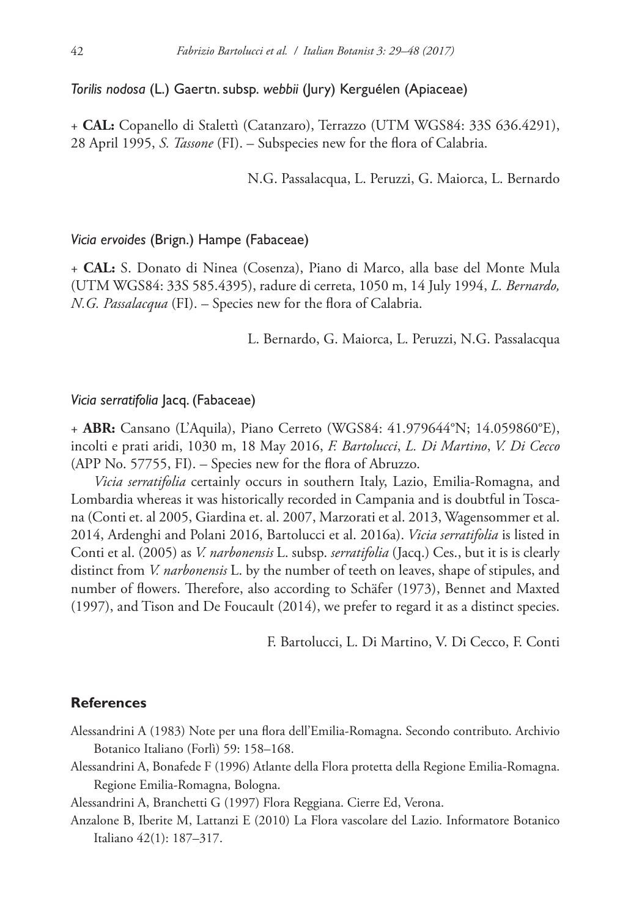*Torilis nodosa* (L.) Gaertn. subsp. *webbii* (Jury) Kerguélen (Apiaceae)

\+ **CAL:** Copanello di Stalettì (Catanzaro), Terrazzo (UTM WGS84: 33S 636.4291), 28 April 1995, *S. Tassone* (FI). – Subspecies new for the flora of Calabria.

N.G. Passalacqua, L. Peruzzi, G. Maiorca, L. Bernardo

*Vicia ervoides* (Brign.) Hampe (Fabaceae)

\+ **CAL:** S. Donato di Ninea (Cosenza), Piano di Marco, alla base del Monte Mula (UTM WGS84: 33S 585.4395), radure di cerreta, 1050 m, 14 July 1994, *L. Bernardo, N.G. Passalacqua* (FI). – Species new for the flora of Calabria.

L. Bernardo, G. Maiorca, L. Peruzzi, N.G. Passalacqua

*Vicia serratifolia* Jacq. (Fabaceae)

\+ **ABR:** Cansano (L'Aquila), Piano Cerreto (WGS84: 41.979644°N; 14.059860°E), incolti e prati aridi, 1030 m, 18 May 2016, *F. Bartolucci*, *L. Di Martino*, *V. Di Cecco* (APP No. 57755, FI). – Species new for the flora of Abruzzo.

*Vicia serratifolia* certainly occurs in southern Italy, Lazio, Emilia-Romagna, and Lombardia whereas it was historically recorded in Campania and is doubtful in Toscana (Conti et. al 2005, Giardina et. al. 2007, Marzorati et al. 2013, Wagensommer et al. 2014, Ardenghi and Polani 2016, Bartolucci et al. 2016a). *Vicia serratifolia* is listed in Conti et al. (2005) as *V. narbonensis* L. subsp. *serratifolia* (Jacq.) Ces., but it is is clearly distinct from *V. narbonensis* L. by the number of teeth on leaves, shape of stipules, and number of flowers. Therefore, also according to Schäfer (1973), Bennet and Maxted (1997), and Tison and De Foucault (2014), we prefer to regard it as a distinct species.

F. Bartolucci, L. Di Martino, V. Di Cecco, F. Conti

## References

Alessandrini A (1983) Note per una flora dell'Emilia-Romagna. Secondo contributo. Archivio Botanico Italiano (Forlì) 59: 158–168.

Alessandrini A, Bonafede F (1996) Atlante della Flora protetta della Regione Emilia-Romagna. Regione Emilia-Romagna, Bologna.

Alessandrini A, Branchetti G (1997) Flora Reggiana. Cierre Ed, Verona.

Anzalone B, Iberite M, Lattanzi E (2010) La Flora vascolare del Lazio. Informatore Botanico Italiano 42(1): 187–317.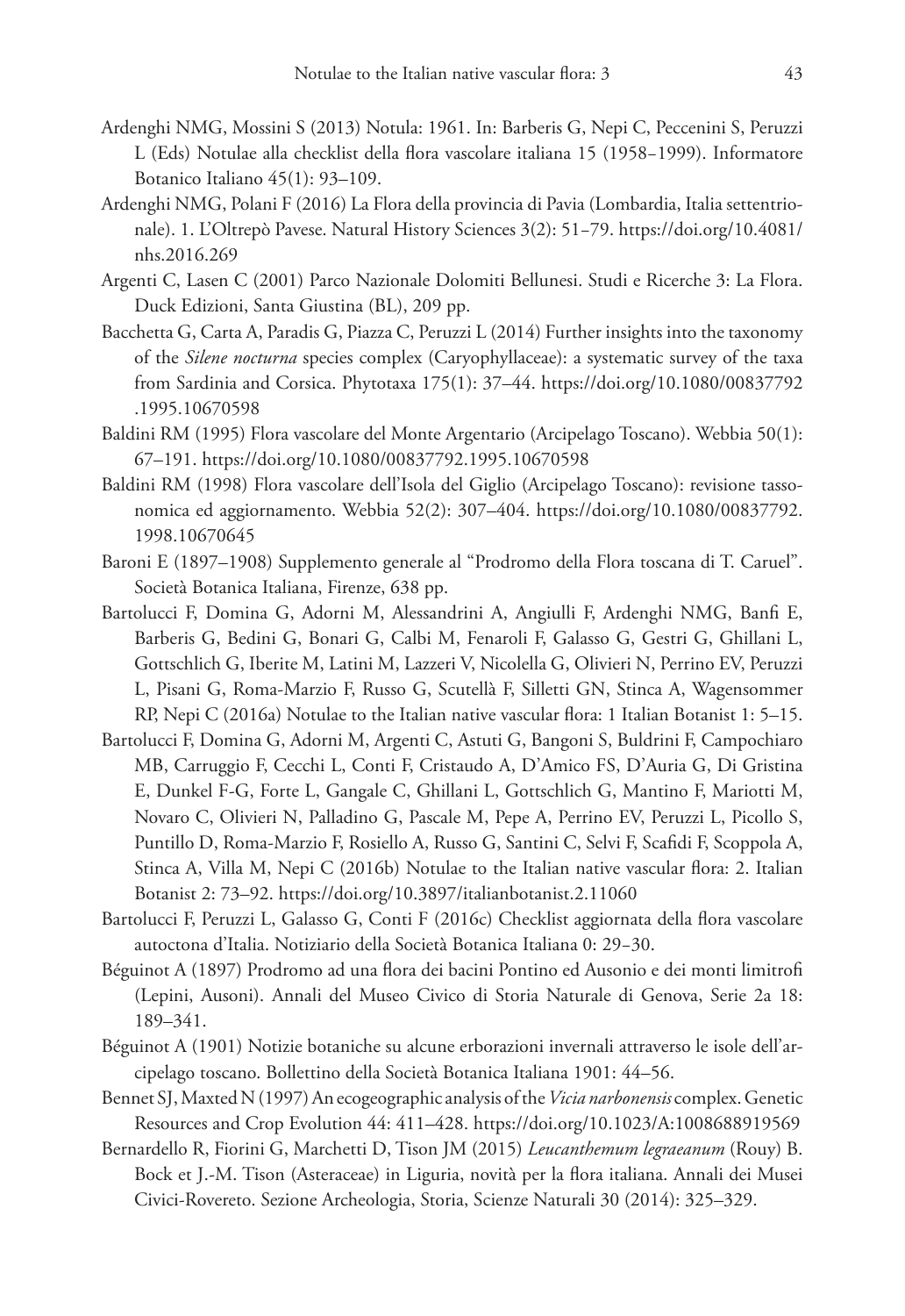Ardenghi NMG, Mossini S (2013) Notula: 1961. In: Barberis G, Nepi C, Peccenini S, Peruzzi L (Eds) Notulae alla checklist della flora vascolare italiana 15 (1958–1999). Informatore Botanico Italiano 45(1): 93–109.

Ardenghi NMG, Polani F (2016) La Flora della provincia di Pavia (Lombardia, Italia settentrionale). 1. L'Oltrepò Pavese. Natural History Sciences 3(2): 51–79. https://doi.org/10.4081/nhs.2016.269

Argenti C, Lasen C (2001) Parco Nazionale Dolomiti Bellunesi. Studi e Ricerche 3: La Flora. Duck Edizioni, Santa Giustina (BL), 209 pp.

Bacchetta G, Carta A, Paradis G, Piazza C, Peruzzi L (2014) Further insights into the taxonomy of the *Silene nocturna* species complex (Caryophyllaceae): a systematic survey of the taxa from Sardinia and Corsica. Phytotaxa 175(1): 37–44. https://doi.org/10.1080/00837792.1995.10670598

Baldini RM (1995) Flora vascolare del Monte Argentario (Arcipelago Toscano). Webbia 50(1): 67–191. https://doi.org/10.1080/00837792.1995.10670598

Baldini RM (1998) Flora vascolare dell'Isola del Giglio (Arcipelago Toscano): revisione tassonomica ed aggiornamento. Webbia 52(2): 307–404. https://doi.org/10.1080/00837792.1998.10670645

Baroni E (1897–1908) Supplemento generale al "Prodromo della Flora toscana di T. Caruel". Società Botanica Italiana, Firenze, 638 pp.

Bartolucci F, Domina G, Adorni M, Alessandrini A, Angiulli F, Ardenghi NMG, Banfi E, Barberis G, Bedini G, Bonari G, Calbi M, Fenaroli F, Galasso G, Gestri G, Ghillani L, Gottschlich G, Iberite M, Latini M, Lazzeri V, Nicolella G, Olivieri N, Perrino EV, Peruzzi L, Pisani G, Roma-Marzio F, Russo G, Scutellà F, Silletti GN, Stinca A, Wagensommer RP, Nepi C (2016a) Notulae to the Italian native vascular flora: 1 Italian Botanist 1: 5–15.

Bartolucci F, Domina G, Adorni M, Argenti C, Astuti G, Bangoni S, Buldrini F, Campochiaro MB, Carruggio F, Cecchi L, Conti F, Cristaudo A, D'Amico FS, D'Auria G, Di Gristina E, Dunkel F-G, Forte L, Gangale C, Ghillani L, Gottschlich G, Mantino F, Mariotti M, Novaro C, Olivieri N, Palladino G, Pascale M, Pepe A, Perrino EV, Peruzzi L, Picollo S, Puntillo D, Roma-Marzio F, Rosiello A, Russo G, Santini C, Selvi F, Scafidi F, Scoppola A, Stinca A, Villa M, Nepi C (2016b) Notulae to the Italian native vascular flora: 2. Italian Botanist 2: 73–92. https://doi.org/10.3897/italianbotanist.2.11060

Bartolucci F, Peruzzi L, Galasso G, Conti F (2016c) Checklist aggiornata della flora vascolare autoctona d'Italia. Notiziario della Società Botanica Italiana 0: 29–30.

Béguinot A (1897) Prodromo ad una flora dei bacini Pontino ed Ausonio e dei monti limitrofi (Lepini, Ausoni). Annali del Museo Civico di Storia Naturale di Genova, Serie 2a 18: 189–341.

Béguinot A (1901) Notizie botaniche su alcune erborazioni invernali attraverso le isole dell'arcipelago toscano. Bollettino della Società Botanica Italiana 1901: 44–56.

Bennet SJ, Maxted N (1997) An ecogeographic analysis of the *Vicia narbonensis* complex. Genetic Resources and Crop Evolution 44: 411–428. https://doi.org/10.1023/A:1008688919569

Bernardello R, Fiorini G, Marchetti D, Tison JM (2015) *Leucanthemum legraeanum* (Rouy) B. Bock et J.-M. Tison (Asteraceae) in Liguria, novità per la flora italiana. Annali dei Musei Civici-Rovereto. Sezione Archeologia, Storia, Scienze Naturali 30 (2014): 325–329.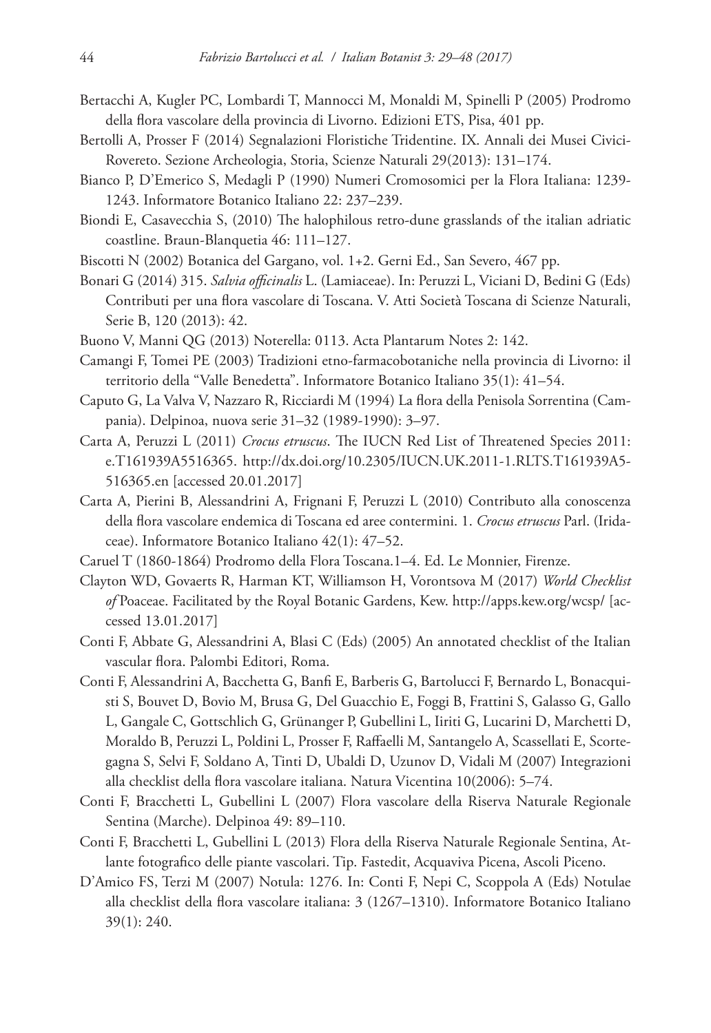Bertacchi A, Kugler PC, Lombardi T, Mannocci M, Monaldi M, Spinelli P (2005) Prodromo della flora vascolare della provincia di Livorno. Edizioni ETS, Pisa, 401 pp.

Bertolli A, Prosser F (2014) Segnalazioni Floristiche Tridentine. IX. Annali dei Musei Civici-Rovereto. Sezione Archeologia, Storia, Scienze Naturali 29(2013): 131–174.

Bianco P, D'Emerico S, Medagli P (1990) Numeri Cromosomici per la Flora Italiana: 1239-1243. Informatore Botanico Italiano 22: 237–239.

Biondi E, Casavecchia S, (2010) The halophilous retro-dune grasslands of the italian adriatic coastline. Braun-Blanquetia 46: 111–127.

Biscotti N (2002) Botanica del Gargano, vol. 1+2. Gerni Ed., San Severo, 467 pp.

Bonari G (2014) 315. *Salvia officinalis* L. (Lamiaceae). In: Peruzzi L, Viciani D, Bedini G (Eds) Contributi per una flora vascolare di Toscana. V. Atti Società Toscana di Scienze Naturali, Serie B, 120 (2013): 42.

Buono V, Manni QG (2013) Noterella: 0113. Acta Plantarum Notes 2: 142.

Camangi F, Tomei PE (2003) Tradizioni etno-farmacobotaniche nella provincia di Livorno: il territorio della "Valle Benedetta". Informatore Botanico Italiano 35(1): 41–54.

Caputo G, La Valva V, Nazzaro R, Ricciardi M (1994) La flora della Penisola Sorrentina (Campania). Delpinoa, nuova serie 31–32 (1989-1990): 3–97.

Carta A, Peruzzi L (2011) *Crocus etruscus*. The IUCN Red List of Threatened Species 2011: e.T161939A5516365. http://dx.doi.org/10.2305/IUCN.UK.2011-1.RLTS.T161939A5-516365.en [accessed 20.01.2017]

Carta A, Pierini B, Alessandrini A, Frignani F, Peruzzi L (2010) Contributo alla conoscenza della flora vascolare endemica di Toscana ed aree contermini. 1. *Crocus etruscus* Parl. (Iridaceae). Informatore Botanico Italiano 42(1): 47–52.

Caruel T (1860-1864) Prodromo della Flora Toscana.1–4. Ed. Le Monnier, Firenze.

Clayton WD, Govaerts R, Harman KT, Williamson H, Vorontsova M (2017) *World Checklist of* Poaceae. Facilitated by the Royal Botanic Gardens, Kew. http://apps.kew.org/wcsp/ [accessed 13.01.2017]

Conti F, Abbate G, Alessandrini A, Blasi C (Eds) (2005) An annotated checklist of the Italian vascular flora. Palombi Editori, Roma.

Conti F, Alessandrini A, Bacchetta G, Banfi E, Barberis G, Bartolucci F, Bernardo L, Bonacquisti S, Bouvet D, Bovio M, Brusa G, Del Guacchio E, Foggi B, Frattini S, Galasso G, Gallo L, Gangale C, Gottschlich G, Grünanger P, Gubellini L, Iiriti G, Lucarini D, Marchetti D, Moraldo B, Peruzzi L, Poldini L, Prosser F, Raffaelli M, Santangelo A, Scassellati E, Scortegagna S, Selvi F, Soldano A, Tinti D, Ubaldi D, Uzunov D, Vidali M (2007) Integrazioni alla checklist della flora vascolare italiana. Natura Vicentina 10(2006): 5–74.

Conti F, Bracchetti L, Gubellini L (2007) Flora vascolare della Riserva Naturale Regionale Sentina (Marche). Delpinoa 49: 89–110.

Conti F, Bracchetti L, Gubellini L (2013) Flora della Riserva Naturale Regionale Sentina, Atlante fotografico delle piante vascolari. Tip. Fastedit, Acquaviva Picena, Ascoli Piceno.

D'Amico FS, Terzi M (2007) Notula: 1276. In: Conti F, Nepi C, Scoppola A (Eds) Notulae alla checklist della flora vascolare italiana: 3 (1267–1310). Informatore Botanico Italiano 39(1): 240.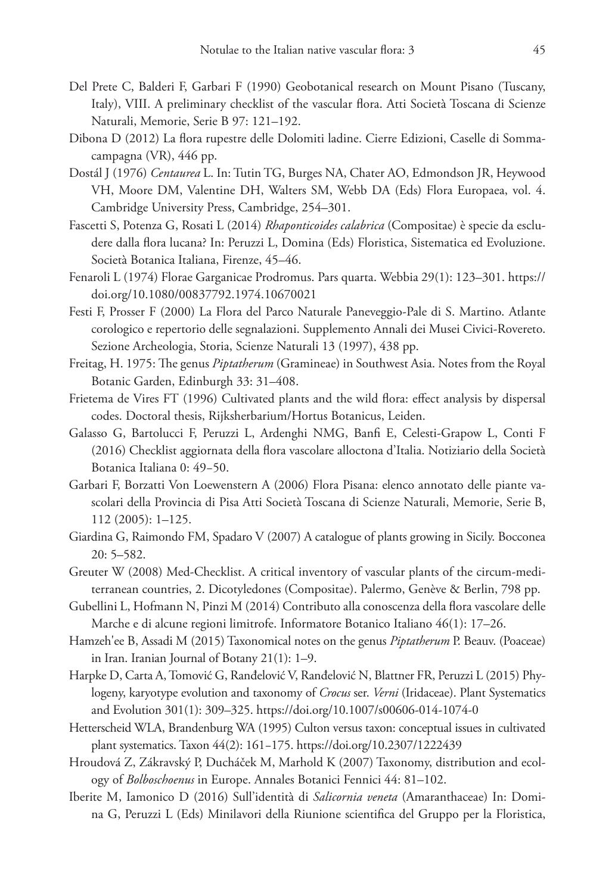Del Prete C, Balderi F, Garbari F (1990) Geobotanical research on Mount Pisano (Tuscany, Italy), VIII. A preliminary checklist of the vascular flora. Atti Società Toscana di Scienze Naturali, Memorie, Serie B 97: 121–192.

Dibona D (2012) La flora rupestre delle Dolomiti ladine. Cierre Edizioni, Caselle di Sommacampagna (VR), 446 pp.

Dostál J (1976) *Centaurea* L. In: Tutin TG, Burges NA, Chater AO, Edmondson JR, Heywood VH, Moore DM, Valentine DH, Walters SM, Webb DA (Eds) Flora Europaea, vol. 4. Cambridge University Press, Cambridge, 254–301.

Fascetti S, Potenza G, Rosati L (2014) *Rhaponticoides calabrica* (Compositae) è specie da escludere dalla flora lucana? In: Peruzzi L, Domina (Eds) Floristica, Sistematica ed Evoluzione. Società Botanica Italiana, Firenze, 45–46.

Fenaroli L (1974) Florae Garganicae Prodromus. Pars quarta. Webbia 29(1): 123–301. https://doi.org/10.1080/00837792.1974.10670021

Festi F, Prosser F (2000) La Flora del Parco Naturale Paneveggio-Pale di S. Martino. Atlante corologico e repertorio delle segnalazioni. Supplemento Annali dei Musei Civici-Rovereto. Sezione Archeologia, Storia, Scienze Naturali 13 (1997), 438 pp.

Freitag, H. 1975: The genus *Piptatherum* (Gramineae) in Southwest Asia. Notes from the Royal Botanic Garden, Edinburgh 33: 31–408.

Frietema de Vires FT (1996) Cultivated plants and the wild flora: effect analysis by dispersal codes. Doctoral thesis, Rijksherbarium/Hortus Botanicus, Leiden.

Galasso G, Bartolucci F, Peruzzi L, Ardenghi NMG, Banfi E, Celesti-Grapow L, Conti F (2016) Checklist aggiornata della flora vascolare alloctona d'Italia. Notiziario della Società Botanica Italiana 0: 49–50.

Garbari F, Borzatti Von Loewenstern A (2006) Flora Pisana: elenco annotato delle piante vascolari della Provincia di Pisa Atti Società Toscana di Scienze Naturali, Memorie, Serie B, 112 (2005): 1–125.

Giardina G, Raimondo FM, Spadaro V (2007) A catalogue of plants growing in Sicily. Bocconea 20: 5–582.

Greuter W (2008) Med-Checklist. A critical inventory of vascular plants of the circum-mediterranean countries, 2. Dicotyledones (Compositae). Palermo, Genève & Berlin, 798 pp.

Gubellini L, Hofmann N, Pinzi M (2014) Contributo alla conoscenza della flora vascolare delle Marche e di alcune regioni limitrofe. Informatore Botanico Italiano 46(1): 17–26.

Hamzeh'ee B, Assadi M (2015) Taxonomical notes on the genus *Piptatherum* P. Beauv. (Poaceae) in Iran. Iranian Journal of Botany 21(1): 1–9.

Harpke D, Carta A, Tomović G, Ranđelović V, Ranđelović N, Blattner FR, Peruzzi L (2015) Phylogeny, karyotype evolution and taxonomy of *Crocus* ser. *Verni* (Iridaceae). Plant Systematics and Evolution 301(1): 309–325. https://doi.org/10.1007/s00606-014-1074-0

Hetterscheid WLA, Brandenburg WA (1995) Culton versus taxon: conceptual issues in cultivated plant systematics. Taxon 44(2): 161–175. https://doi.org/10.2307/1222439

Hroudová Z, Zákravský P, Ducháček M, Marhold K (2007) Taxonomy, distribution and ecology of *Bolboschoenus* in Europe. Annales Botanici Fennici 44: 81–102.

Iberite M, Iamonico D (2016) Sull'identità di *Salicornia veneta* (Amaranthaceae) In: Domina G, Peruzzi L (Eds) Minilavori della Riunione scientifica del Gruppo per la Floristica,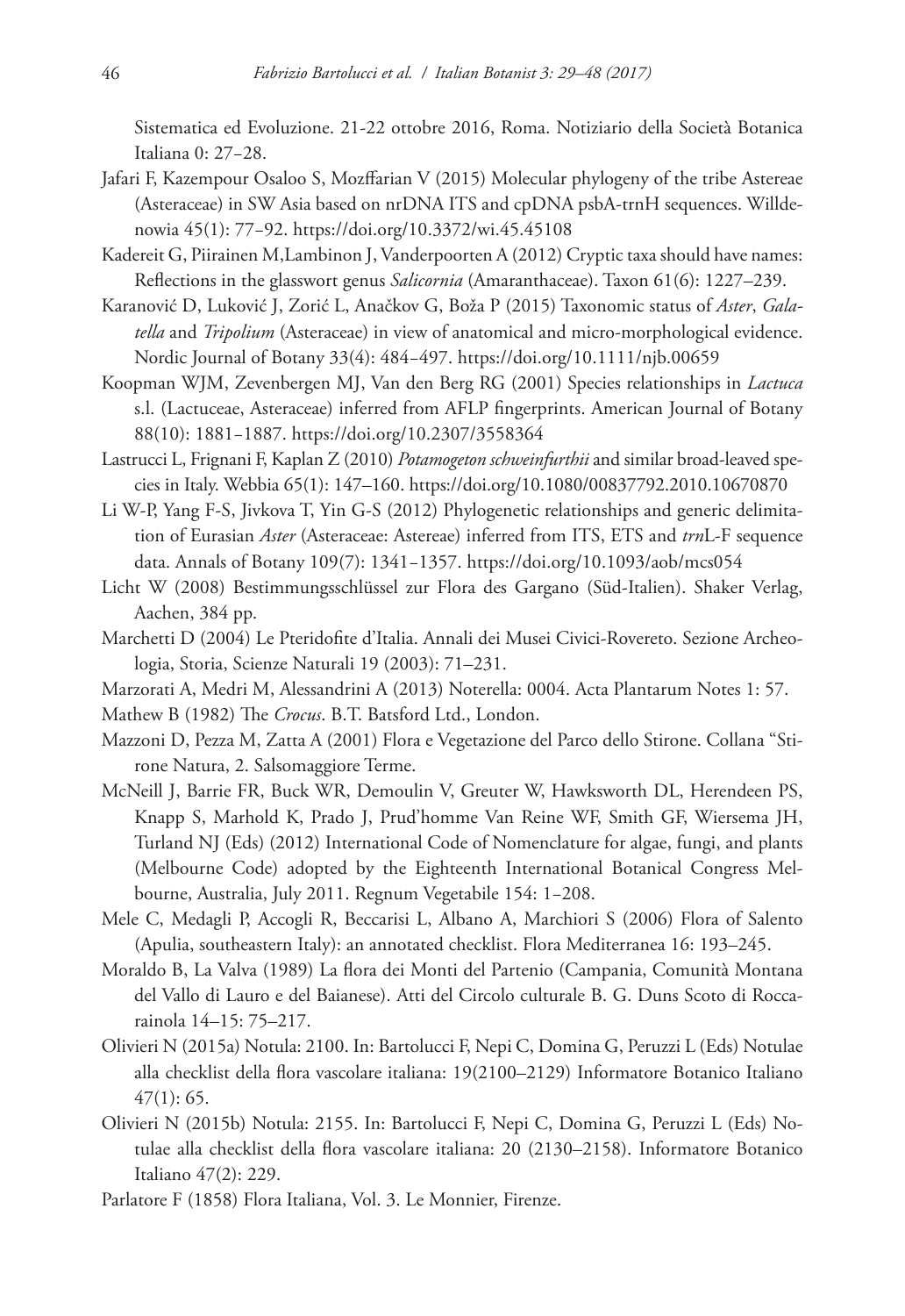Sistematica ed Evoluzione. 21-22 ottobre 2016, Roma. Notiziario della Società Botanica Italiana 0: 27–28.

Jafari F, Kazempour Osaloo S, Mozffarian V (2015) Molecular phylogeny of the tribe Astereae (Asteraceae) in SW Asia based on nrDNA ITS and cpDNA psbA-trnH sequences. Willdenowia 45(1): 77–92. https://doi.org/10.3372/wi.45.45108

Kadereit G, Piirainen M,Lambinon J, Vanderpoorten A (2012) Cryptic taxa should have names: Reflections in the glasswort genus *Salicornia* (Amaranthaceae). Taxon 61(6): 1227–239.

Karanović D, Luković J, Zorić L, Anačkov G, Boža P (2015) Taxonomic status of *Aster*, *Galatella* and *Tripolium* (Asteraceae) in view of anatomical and micro-morphological evidence. Nordic Journal of Botany 33(4): 484–497. https://doi.org/10.1111/njb.00659

Koopman WJM, Zevenbergen MJ, Van den Berg RG (2001) Species relationships in *Lactuca* s.l. (Lactuceae, Asteraceae) inferred from AFLP fingerprints. American Journal of Botany 88(10): 1881–1887. https://doi.org/10.2307/3558364

Lastrucci L, Frignani F, Kaplan Z (2010) *Potamogeton schweinfurthii* and similar broad-leaved species in Italy. Webbia 65(1): 147–160. https://doi.org/10.1080/00837792.2010.10670870

Li W-P, Yang F-S, Jivkova T, Yin G-S (2012) Phylogenetic relationships and generic delimitation of Eurasian *Aster* (Asteraceae: Astereae) inferred from ITS, ETS and *trn*L-F sequence data. Annals of Botany 109(7): 1341–1357. https://doi.org/10.1093/aob/mcs054

Licht W (2008) Bestimmungsschlüssel zur Flora des Gargano (Süd-Italien). Shaker Verlag, Aachen, 384 pp.

Marchetti D (2004) Le Pteridofite d'Italia. Annali dei Musei Civici-Rovereto. Sezione Archeologia, Storia, Scienze Naturali 19 (2003): 71–231.

Marzorati A, Medri M, Alessandrini A (2013) Noterella: 0004. Acta Plantarum Notes 1: 57.

Mathew B (1982) The *Crocus*. B.T. Batsford Ltd., London.

Mazzoni D, Pezza M, Zatta A (2001) Flora e Vegetazione del Parco dello Stirone. Collana "Stirone Natura, 2. Salsomaggiore Terme.

McNeill J, Barrie FR, Buck WR, Demoulin V, Greuter W, Hawksworth DL, Herendeen PS, Knapp S, Marhold K, Prado J, Prud'homme Van Reine WF, Smith GF, Wiersema JH, Turland NJ (Eds) (2012) International Code of Nomenclature for algae, fungi, and plants (Melbourne Code) adopted by the Eighteenth International Botanical Congress Melbourne, Australia, July 2011. Regnum Vegetabile 154: 1–208.

Mele C, Medagli P, Accogli R, Beccarisi L, Albano A, Marchiori S (2006) Flora of Salento (Apulia, southeastern Italy): an annotated checklist. Flora Mediterranea 16: 193–245.

Moraldo B, La Valva (1989) La flora dei Monti del Partenio (Campania, Comunità Montana del Vallo di Lauro e del Baianese). Atti del Circolo culturale B. G. Duns Scoto di Roccarainola 14–15: 75–217.

Olivieri N (2015a) Notula: 2100. In: Bartolucci F, Nepi C, Domina G, Peruzzi L (Eds) Notulae alla checklist della flora vascolare italiana: 19(2100–2129) Informatore Botanico Italiano 47(1): 65.

Olivieri N (2015b) Notula: 2155. In: Bartolucci F, Nepi C, Domina G, Peruzzi L (Eds) Notulae alla checklist della flora vascolare italiana: 20 (2130–2158). Informatore Botanico Italiano 47(2): 229.

Parlatore F (1858) Flora Italiana, Vol. 3. Le Monnier, Firenze.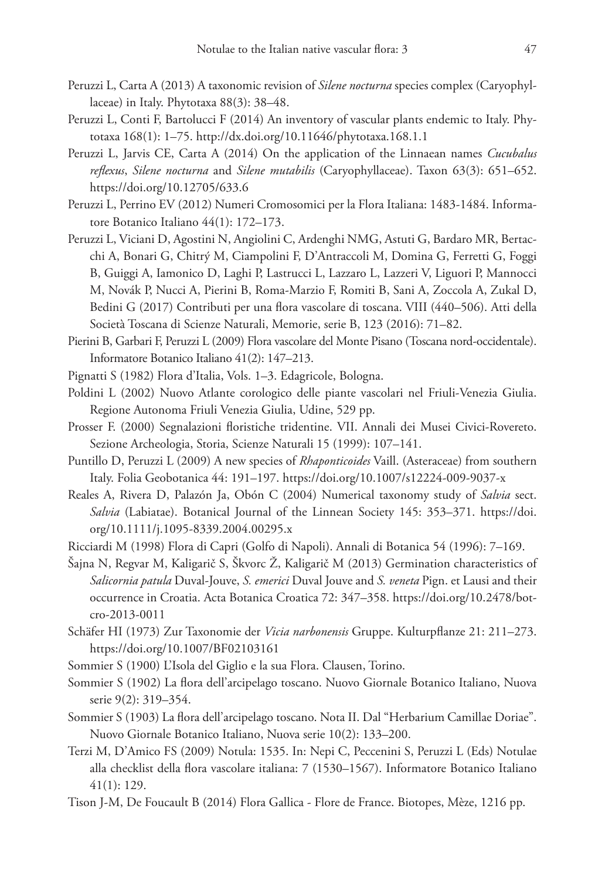Peruzzi L, Carta A (2013) A taxonomic revision of *Silene nocturna* species complex (Caryophyllaceae) in Italy. Phytotaxa 88(3): 38–48.

Peruzzi L, Conti F, Bartolucci F (2014) An inventory of vascular plants endemic to Italy. Phytotaxa 168(1): 1–75. http://dx.doi.org/10.11646/phytotaxa.168.1.1

Peruzzi L, Jarvis CE, Carta A (2014) On the application of the Linnaean names *Cucubalus reflexus*, *Silene nocturna* and *Silene mutabilis* (Caryophyllaceae). Taxon 63(3): 651–652. https://doi.org/10.12705/633.6

Peruzzi L, Perrino EV (2012) Numeri Cromosomici per la Flora Italiana: 1483-1484. Informatore Botanico Italiano 44(1): 172–173.

Peruzzi L, Viciani D, Agostini N, Angiolini C, Ardenghi NMG, Astuti G, Bardaro MR, Bertacchi A, Bonari G, Chitrý M, Ciampolini F, D'Antraccoli M, Domina G, Ferretti G, Foggi B, Guiggi A, Iamonico D, Laghi P, Lastrucci L, Lazzaro L, Lazzeri V, Liguori P, Mannocci M, Novák P, Nucci A, Pierini B, Roma-Marzio F, Romiti B, Sani A, Zoccola A, Zukal D, Bedini G (2017) Contributi per una flora vascolare di toscana. VIII (440–506). Atti della Società Toscana di Scienze Naturali, Memorie, serie B, 123 (2016): 71–82.

Pierini B, Garbari F, Peruzzi L (2009) Flora vascolare del Monte Pisano (Toscana nord-occidentale). Informatore Botanico Italiano 41(2): 147–213.

Pignatti S (1982) Flora d'Italia, Vols. 1–3. Edagricole, Bologna.

Poldini L (2002) Nuovo Atlante corologico delle piante vascolari nel Friuli-Venezia Giulia. Regione Autonoma Friuli Venezia Giulia, Udine, 529 pp.

Prosser F. (2000) Segnalazioni floristiche tridentine. VII. Annali dei Musei Civici-Rovereto. Sezione Archeologia, Storia, Scienze Naturali 15 (1999): 107–141.

Puntillo D, Peruzzi L (2009) A new species of *Rhaponticoides* Vaill. (Asteraceae) from southern Italy. Folia Geobotanica 44: 191–197. https://doi.org/10.1007/s12224-009-9037-x

Reales A, Rivera D, Palazón Ja, Obón C (2004) Numerical taxonomy study of *Salvia* sect. *Salvia* (Labiatae). Botanical Journal of the Linnean Society 145: 353–371. https://doi.org/10.1111/j.1095-8339.2004.00295.x

Ricciardi M (1998) Flora di Capri (Golfo di Napoli). Annali di Botanica 54 (1996): 7–169.

Šajna N, Regvar M, Kaligarič S, Škvorc Ž, Kaligarič M (2013) Germination characteristics of *Salicornia patula* Duval-Jouve, *S. emerici* Duval Jouve and *S. veneta* Pign. et Lausi and their occurrence in Croatia. Acta Botanica Croatica 72: 347–358. https://doi.org/10.2478/botcro-2013-0011

Schäfer HI (1973) Zur Taxonomie der *Vicia narbonensis* Gruppe. Kulturpflanze 21: 211–273. https://doi.org/10.1007/BF02103161

Sommier S (1900) L'Isola del Giglio e la sua Flora. Clausen, Torino.

Sommier S (1902) La flora dell'arcipelago toscano. Nuovo Giornale Botanico Italiano, Nuova serie 9(2): 319–354.

Sommier S (1903) La flora dell'arcipelago toscano. Nota II. Dal "Herbarium Camillae Doriae". Nuovo Giornale Botanico Italiano, Nuova serie 10(2): 133–200.

Terzi M, D'Amico FS (2009) Notula: 1535. In: Nepi C, Peccenini S, Peruzzi L (Eds) Notulae alla checklist della flora vascolare italiana: 7 (1530–1567). Informatore Botanico Italiano 41(1): 129.

Tison J-M, De Foucault B (2014) Flora Gallica - Flore de France. Biotopes, Mèze, 1216 pp.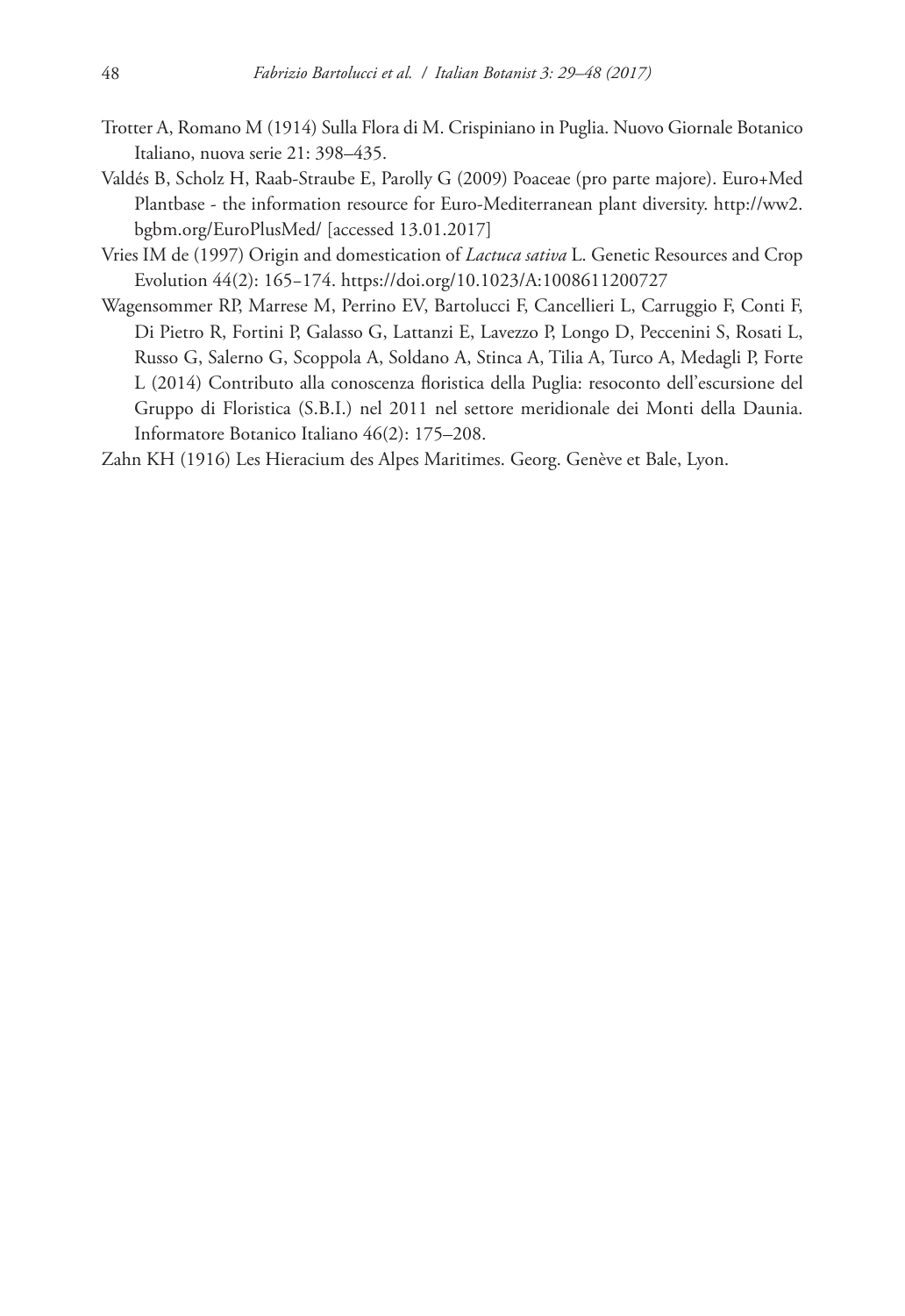Trotter A, Romano M (1914) Sulla Flora di M. Crispiniano in Puglia. Nuovo Giornale Botanico Italiano, nuova serie 21: 398–435.

Valdés B, Scholz H, Raab-Straube E, Parolly G (2009) Poaceae (pro parte majore). Euro+Med Plantbase - the information resource for Euro-Mediterranean plant diversity. http://ww2.bgbm.org/EuroPlusMed/ [accessed 13.01.2017]

Vries IM de (1997) Origin and domestication of *Lactuca sativa* L. Genetic Resources and Crop Evolution 44(2): 165–174. https://doi.org/10.1023/A:1008611200727

Wagensommer RP, Marrese M, Perrino EV, Bartolucci F, Cancellieri L, Carruggio F, Conti F, Di Pietro R, Fortini P, Galasso G, Lattanzi E, Lavezzo P, Longo D, Peccenini S, Rosati L, Russo G, Salerno G, Scoppola A, Soldano A, Stinca A, Tilia A, Turco A, Medagli P, Forte L (2014) Contributo alla conoscenza floristica della Puglia: resoconto dell'escursione del Gruppo di Floristica (S.B.I.) nel 2011 nel settore meridionale dei Monti della Daunia. Informatore Botanico Italiano 46(2): 175–208.

Zahn KH (1916) Les Hieracium des Alpes Maritimes. Georg. Genève et Bale, Lyon.